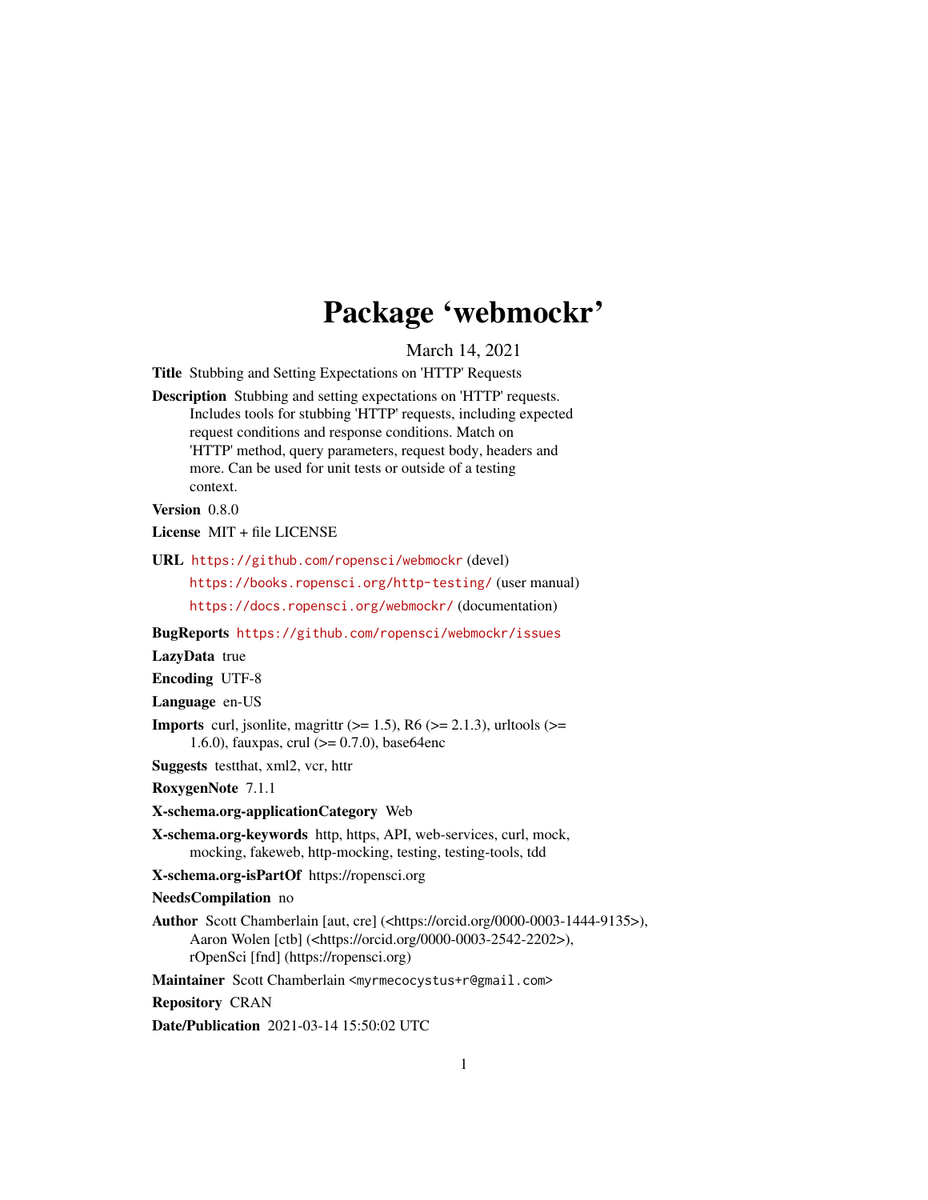# Package 'webmockr'

March 14, 2021

**Title** Stubbing and Setting Expectations on 'HTTP' Requests

**Description** Stubbing and setting expectations on 'HTTP' requests. Includes tools for stubbing 'HTTP' requests, including expected request conditions and response conditions. Match on 'HTTP' method, query parameters, request body, headers and more. Can be used for unit tests or outside of a testing context.

**Version** 0.8.0

**License** MIT + file LICENSE

**URL** https://github.com/ropensci/webmockr (devel)
https://books.ropensci.org/http-testing/ (user manual)
https://docs.ropensci.org/webmockr/ (documentation)

**BugReports** https://github.com/ropensci/webmockr/issues

**LazyData** true

**Encoding** UTF-8

**Language** en-US

**Imports** curl, jsonlite, magrittr (>= 1.5), R6 (>= 2.1.3), urltools (>= 1.6.0), fauxpas, crul (>= 0.7.0), base64enc

**Suggests** testthat, xml2, vcr, httr

**RoxygenNote** 7.1.1

**X-schema.org-applicationCategory** Web

**X-schema.org-keywords** http, https, API, web-services, curl, mock, mocking, fakeweb, http-mocking, testing, testing-tools, tdd

**X-schema.org-isPartOf** https://ropensci.org

**NeedsCompilation** no

**Author** Scott Chamberlain [aut, cre] (<https://orcid.org/0000-0003-1444-9135>), Aaron Wolen [ctb] (<https://orcid.org/0000-0003-2542-2202>), rOpenSci [fnd] (https://ropensci.org)

**Maintainer** Scott Chamberlain <myrmecocystus+r@gmail.com>

**Repository** CRAN

**Date/Publication** 2021-03-14 15:50:02 UTC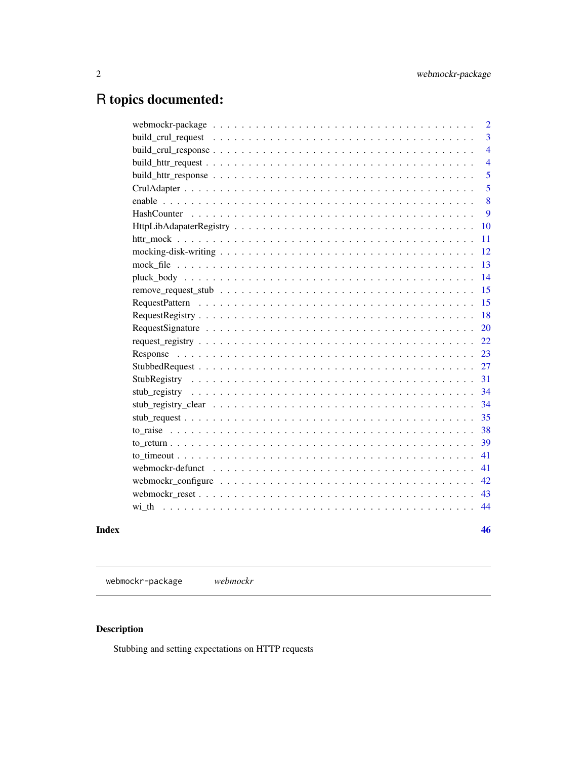# R topics documented:

| | |
|---|---|
| webmockr-package | 2 |
| build_crul_request | 3 |
| build_crul_response | 4 |
| build_httr_request | 4 |
| build_httr_response | 5 |
| CrulAdapter | 5 |
| enable | 8 |
| HashCounter | 9 |
| HttpLibAdapaterRegistry | 10 |
| httr_mock | 11 |
| mocking-disk-writing | 12 |
| mock_file | 13 |
| pluck_body | 14 |
| remove_request_stub | 15 |
| RequestPattern | 15 |
| RequestRegistry | 18 |
| RequestSignature | 20 |
| request_registry | 22 |
| Response | 23 |
| StubbedRequest | 27 |
| StubRegistry | 31 |
| stub_registry | 34 |
| stub_registry_clear | 34 |
| stub_request | 35 |
| to_raise | 38 |
| to_return | 39 |
| to_timeout | 41 |
| webmockr-defunct | 41 |
| webmockr_configure | 42 |
| webmockr_reset | 43 |
| wi_th | 44 |
| **Index** | **46** |

---

`webmockr-package` *webmockr*

---

## Description

Stubbing and setting expectations on HTTP requests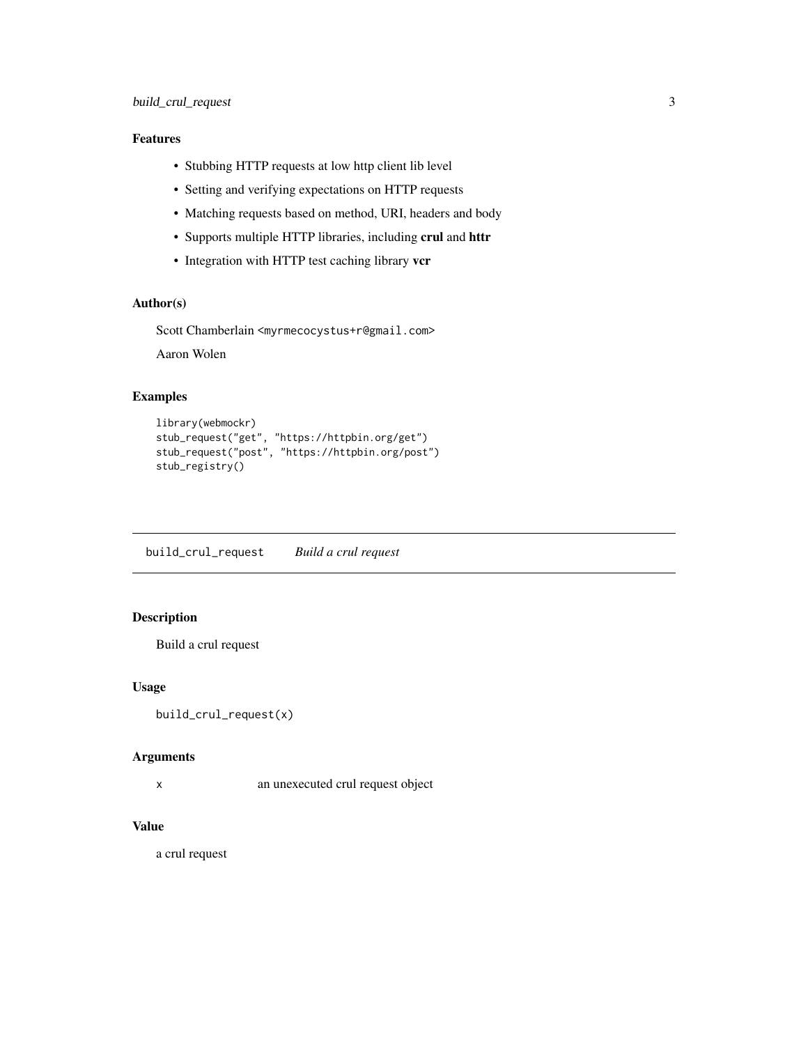### Features

- Stubbing HTTP requests at low http client lib level
- Setting and verifying expectations on HTTP requests
- Matching requests based on method, URI, headers and body
- Supports multiple HTTP libraries, including **crul** and **httr**
- Integration with HTTP test caching library **vcr**

### Author(s)

Scott Chamberlain <myrmecocystus+r@gmail.com>

Aaron Wolen

### Examples

```
library(webmockr)
stub_request("get", "https://httpbin.org/get")
stub_request("post", "https://httpbin.org/post")
stub_registry()
```

---

## build_crul_request — *Build a crul request*

---

### Description

Build a crul request

### Usage

```
build_crul_request(x)
```

### Arguments

| | |
|---|---|
| x | an unexecuted crul request object |

### Value

a crul request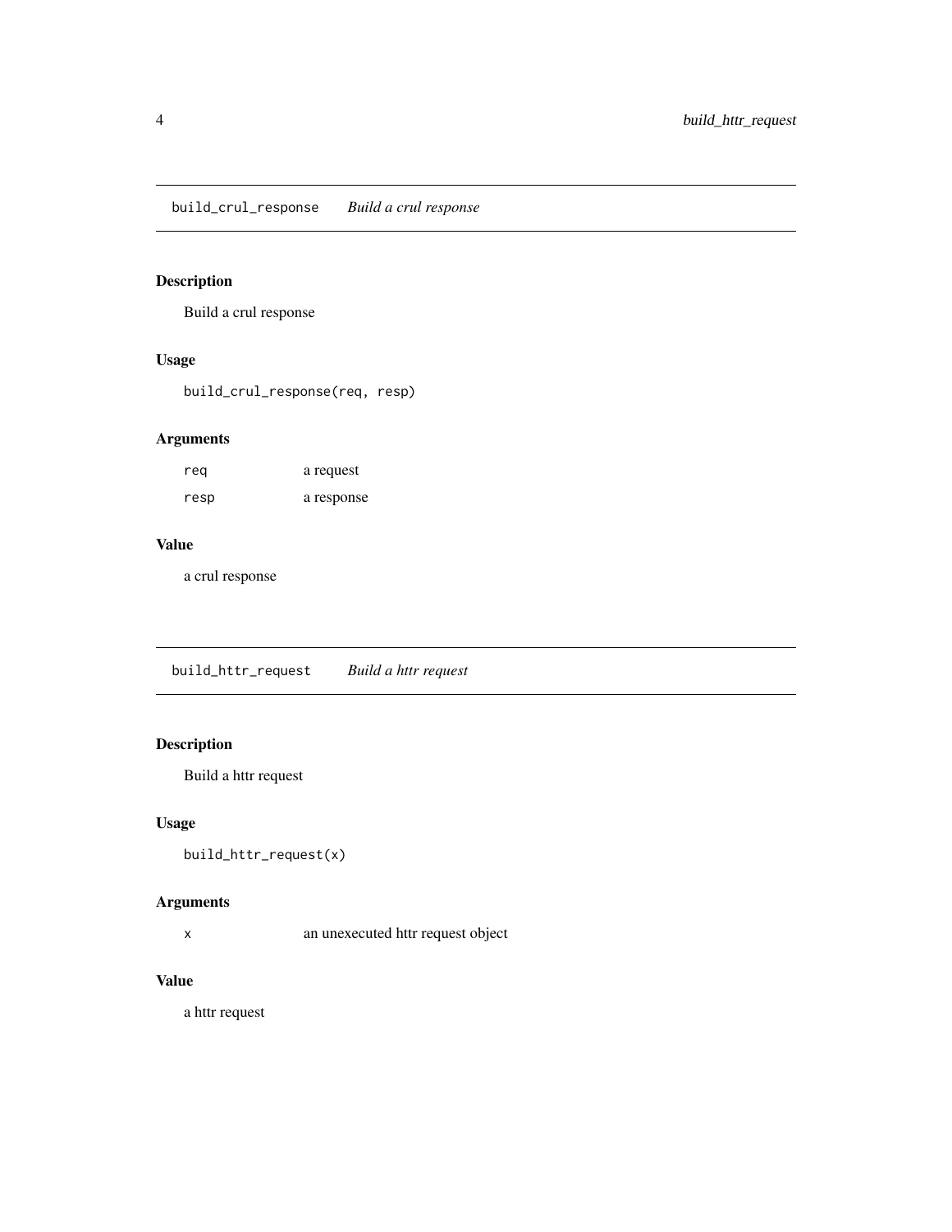## build_crul_response *Build a crul response*

### Description

Build a crul response

### Usage

```
build_crul_response(req, resp)
```

### Arguments

| | |
|---|---|
| req | a request |
| resp | a response |

### Value

a crul response

## build_httr_request *Build a httr request*

### Description

Build a httr request

### Usage

```
build_httr_request(x)
```

### Arguments

| | |
|---|---|
| x | an unexecuted httr request object |

### Value

a httr request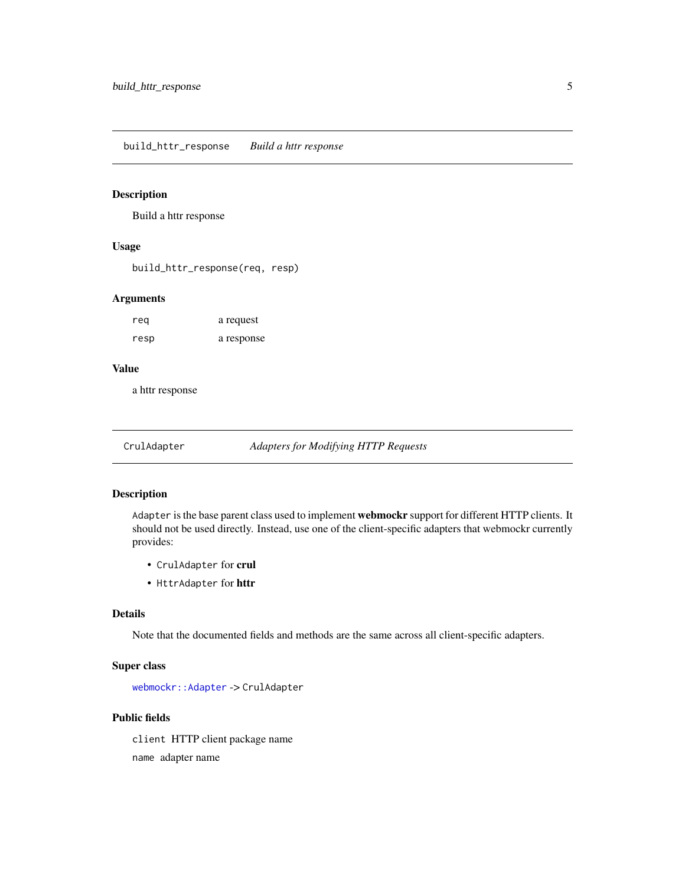## build_httr_response — *Build a httr response*

### Description

Build a httr response

### Usage

```
build_httr_response(req, resp)
```

### Arguments

| | |
|---|---|
| `req` | a request |
| `resp` | a response |

### Value

a httr response

## CrulAdapter — *Adapters for Modifying HTTP Requests*

### Description

`Adapter` is the base parent class used to implement **webmockr** support for different HTTP clients. It should not be used directly. Instead, use one of the client-specific adapters that webmockr currently provides:

- `CrulAdapter` for **crul**
- `HttrAdapter` for **httr**

### Details

Note that the documented fields and methods are the same across all client-specific adapters.

### Super class

`webmockr::Adapter` -> `CrulAdapter`

### Public fields

`client` HTTP client package name

`name` adapter name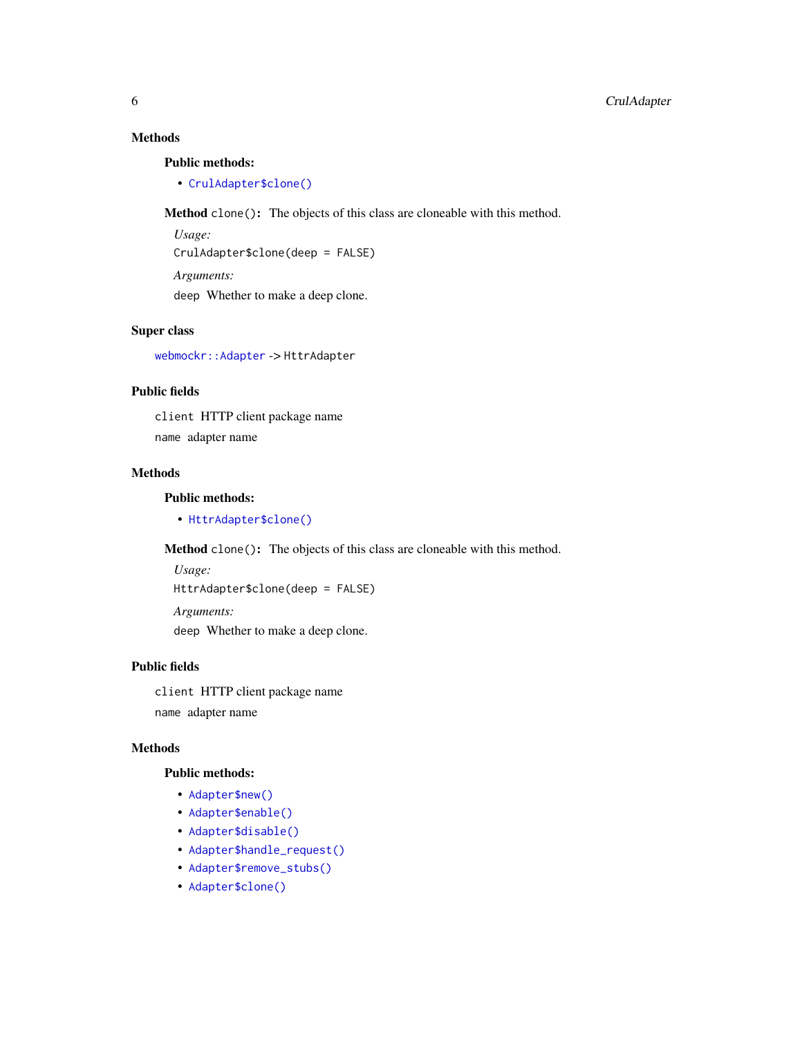## Methods

**Public methods:**

- `CrulAdapter$clone()`

**Method** `clone()`: The objects of this class are cloneable with this method.

*Usage:*

```
CrulAdapter$clone(deep = FALSE)
```

*Arguments:*

`deep` Whether to make a deep clone.

## Super class

`webmockr::Adapter` -> `HttrAdapter`

## Public fields

`client` HTTP client package name

`name` adapter name

## Methods

**Public methods:**

- `HttrAdapter$clone()`

**Method** `clone()`: The objects of this class are cloneable with this method.

*Usage:*

```
HttrAdapter$clone(deep = FALSE)
```

*Arguments:*

`deep` Whether to make a deep clone.

## Public fields

`client` HTTP client package name

`name` adapter name

## Methods

**Public methods:**

- `Adapter$new()`
- `Adapter$enable()`
- `Adapter$disable()`
- `Adapter$handle_request()`
- `Adapter$remove_stubs()`
- `Adapter$clone()`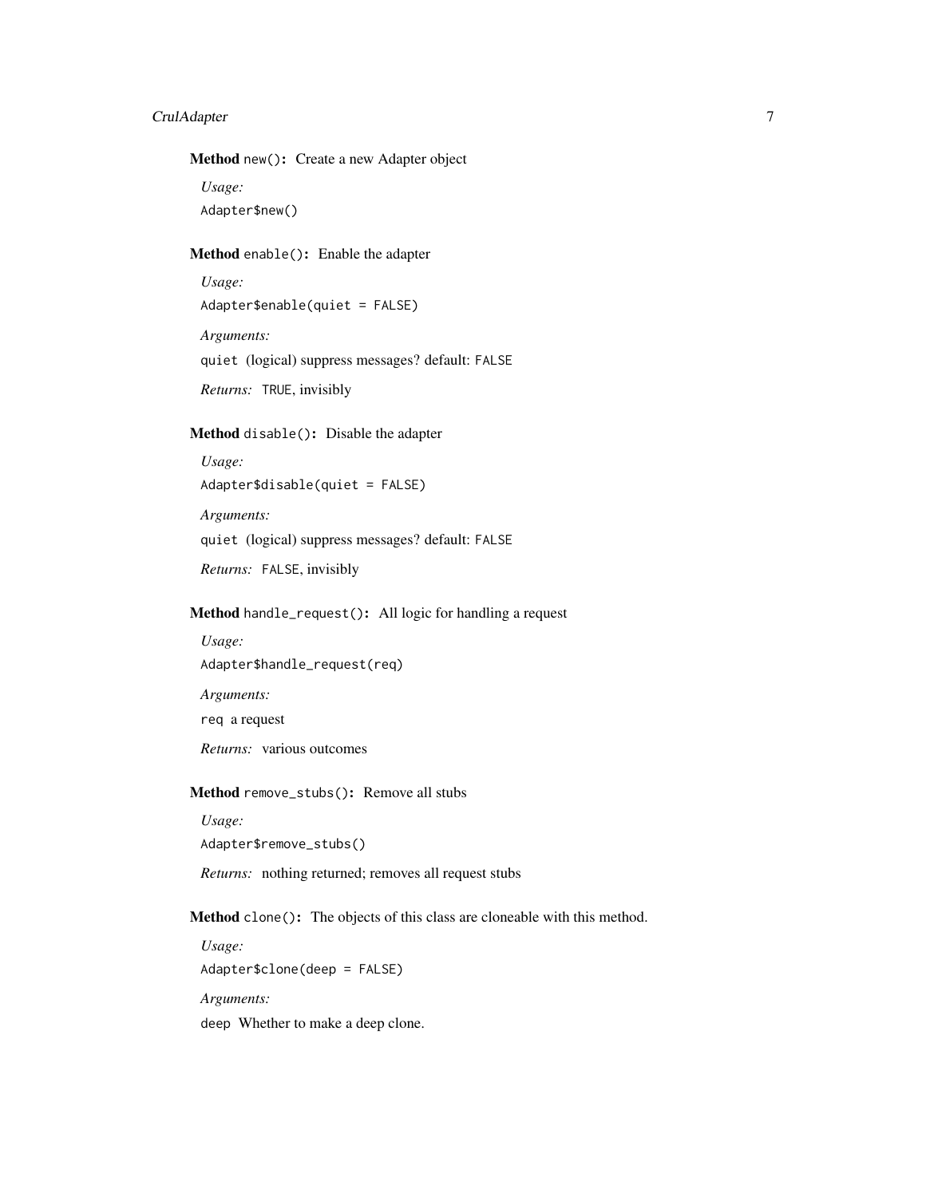**Method** `new()`**:** Create a new Adapter object

*Usage:*

```
Adapter$new()
```

**Method** `enable()`**:** Enable the adapter

*Usage:*

```
Adapter$enable(quiet = FALSE)
```

*Arguments:*

`quiet` (logical) suppress messages? default: `FALSE`

*Returns:* `TRUE`, invisibly

**Method** `disable()`**:** Disable the adapter

*Usage:*

```
Adapter$disable(quiet = FALSE)
```

*Arguments:*

`quiet` (logical) suppress messages? default: `FALSE`

*Returns:* `FALSE`, invisibly

**Method** `handle_request()`**:** All logic for handling a request

*Usage:*

```
Adapter$handle_request(req)
```

*Arguments:*

`req` a request

*Returns:* various outcomes

**Method** `remove_stubs()`**:** Remove all stubs

*Usage:*

```
Adapter$remove_stubs()
```

*Returns:* nothing returned; removes all request stubs

**Method** `clone()`**:** The objects of this class are cloneable with this method.

*Usage:*

```
Adapter$clone(deep = FALSE)
```

*Arguments:*

`deep` Whether to make a deep clone.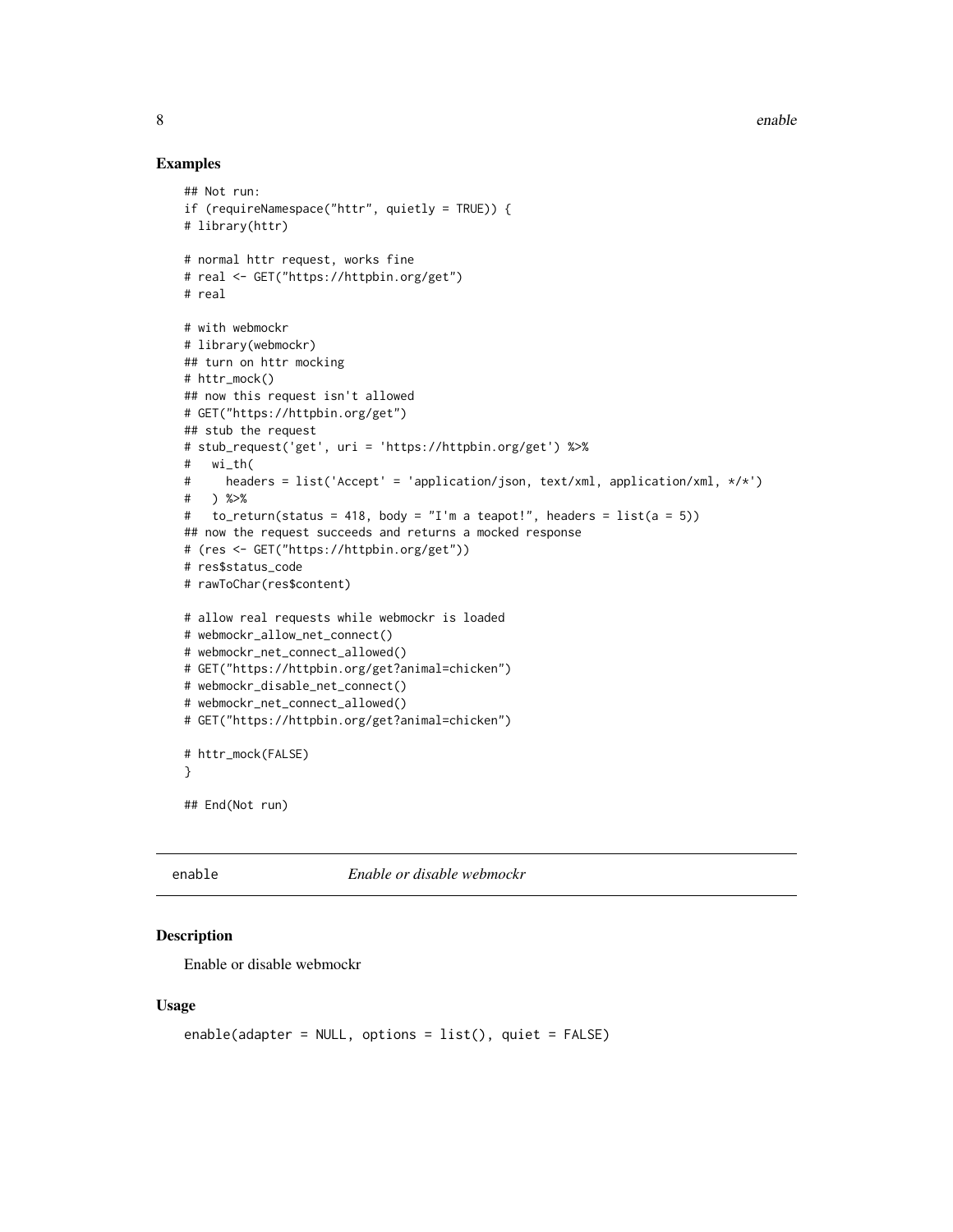## Examples

```
## Not run:
if (requireNamespace("httr", quietly = TRUE)) {
# library(httr)

# normal httr request, works fine
# real <- GET("https://httpbin.org/get")
# real

# with webmockr
# library(webmockr)
## turn on httr mocking
# httr_mock()
## now this request isn't allowed
# GET("https://httpbin.org/get")
## stub the request
# stub_request('get', uri = 'https://httpbin.org/get') %>%
#   wi_th(
#     headers = list('Accept' = 'application/json, text/xml, application/xml, */*')
#   ) %>%
#   to_return(status = 418, body = "I'm a teapot!", headers = list(a = 5))
## now the request succeeds and returns a mocked response
# (res <- GET("https://httpbin.org/get"))
# res$status_code
# rawToChar(res$content)

# allow real requests while webmockr is loaded
# webmockr_allow_net_connect()
# webmockr_net_connect_allowed()
# GET("https://httpbin.org/get?animal=chicken")
# webmockr_disable_net_connect()
# webmockr_net_connect_allowed()
# GET("https://httpbin.org/get?animal=chicken")

# httr_mock(FALSE)
}

## End(Not run)
```

---

# enable — *Enable or disable webmockr*

## Description

Enable or disable webmockr

## Usage

```
enable(adapter = NULL, options = list(), quiet = FALSE)
```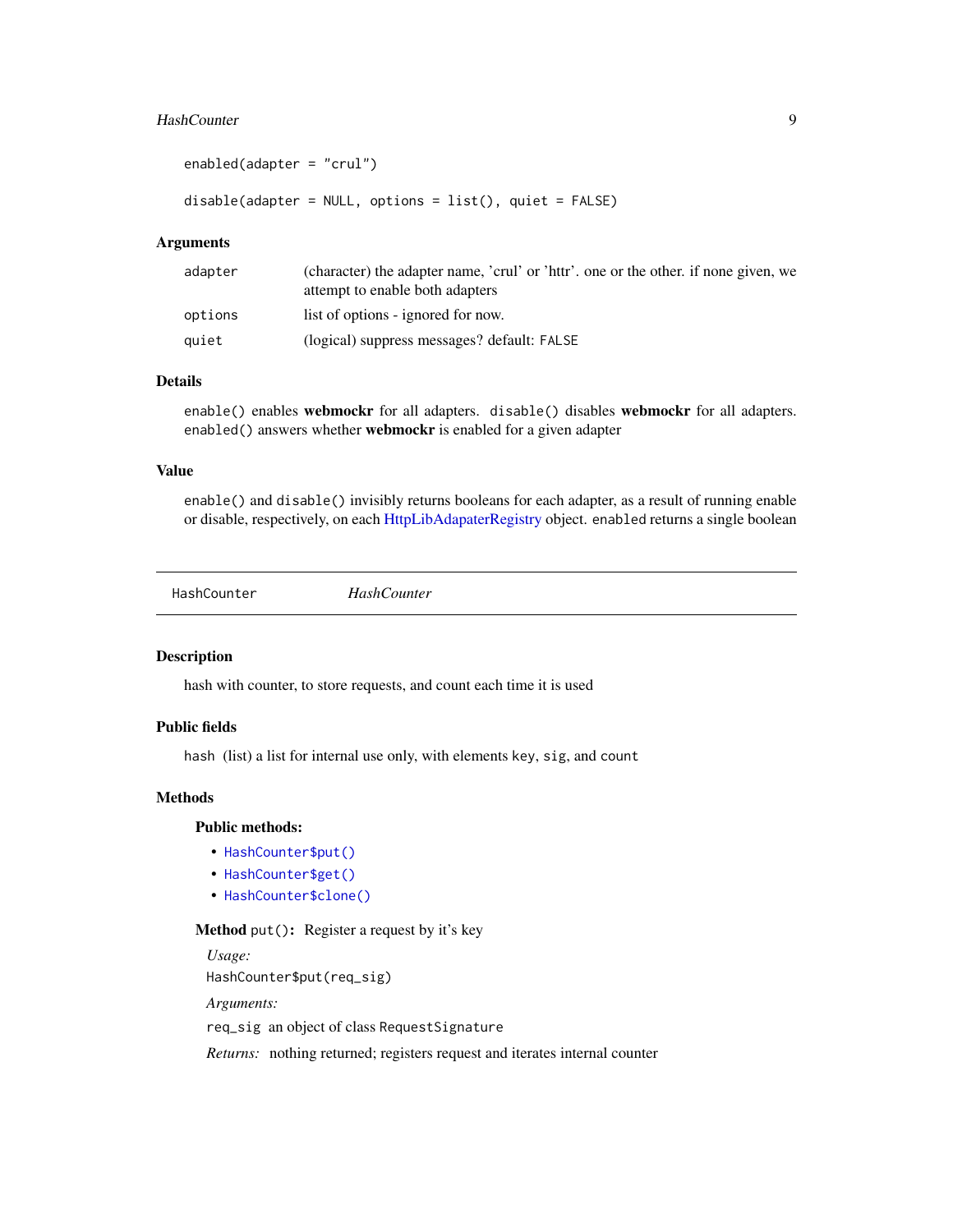```
enabled(adapter = "crul")

disable(adapter = NULL, options = list(), quiet = FALSE)
```

## Arguments

| | |
|---|---|
| adapter | (character) the adapter name, 'crul' or 'httr'. one or the other. if none given, we attempt to enable both adapters |
| options | list of options - ignored for now. |
| quiet | (logical) suppress messages? default: FALSE |

## Details

`enable()` enables **webmockr** for all adapters. `disable()` disables **webmockr** for all adapters. `enabled()` answers whether **webmockr** is enabled for a given adapter

## Value

`enable()` and `disable()` invisibly returns booleans for each adapter, as a result of running enable or disable, respectively, on each HttpLibAdapaterRegistry object. `enabled` returns a single boolean

---

# HashCounter — *HashCounter*

## Description

hash with counter, to store requests, and count each time it is used

## Public fields

`hash` (list) a list for internal use only, with elements `key`, `sig`, and `count`

## Methods

### Public methods:

- `HashCounter$put()`
- `HashCounter$get()`
- `HashCounter$clone()`

**Method** `put()`**:** Register a request by it's key

*Usage:*

```
HashCounter$put(req_sig)
```

*Arguments:*

`req_sig` an object of class `RequestSignature`

*Returns:* nothing returned; registers request and iterates internal counter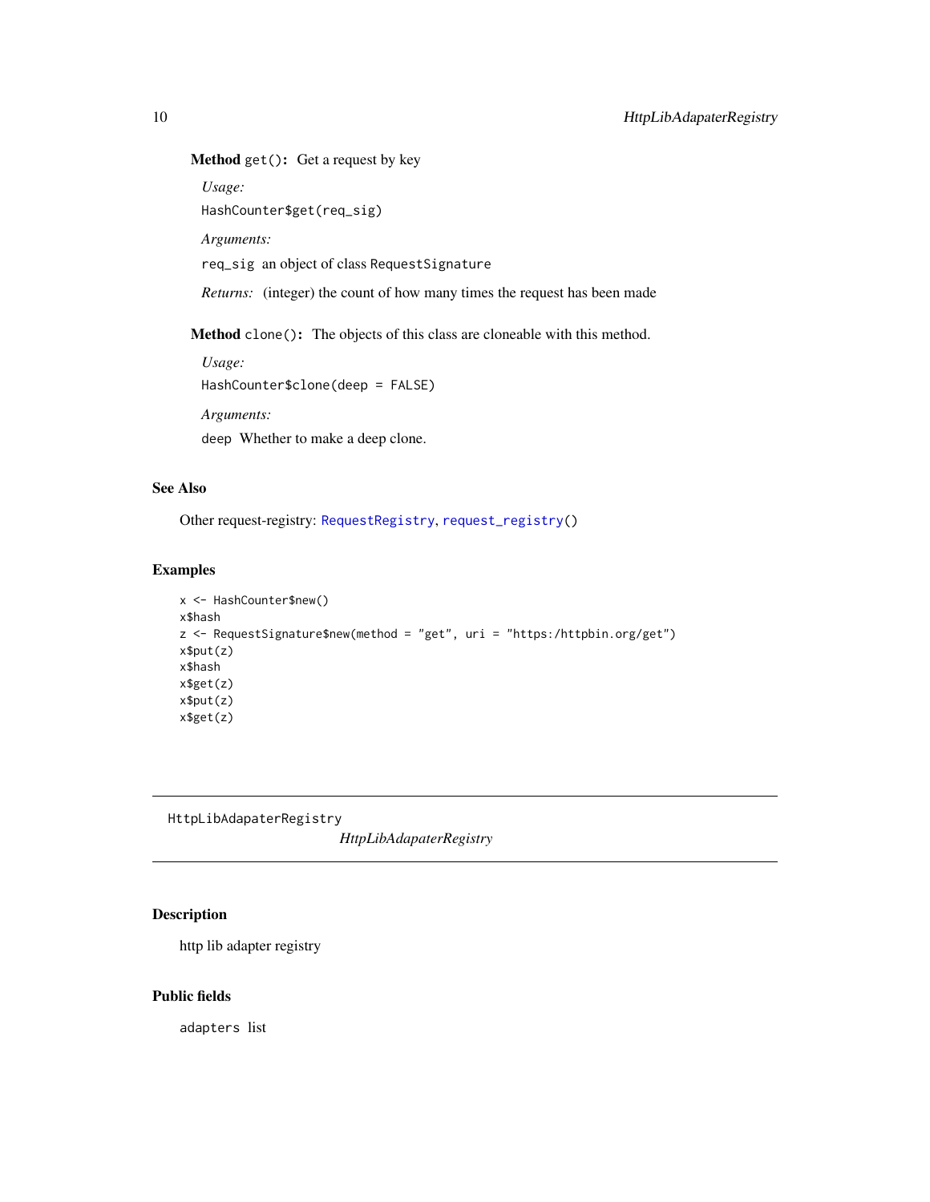**Method** `get()`**:** Get a request by key

*Usage:*

```
HashCounter$get(req_sig)
```

*Arguments:*

`req_sig` an object of class `RequestSignature`

*Returns:* (integer) the count of how many times the request has been made

**Method** `clone()`**:** The objects of this class are cloneable with this method.

*Usage:*

```
HashCounter$clone(deep = FALSE)
```

*Arguments:*

`deep` Whether to make a deep clone.

## See Also

Other request-registry: `RequestRegistry`, `request_registry()`

## Examples

```
x <- HashCounter$new()
x$hash
z <- RequestSignature$new(method = "get", uri = "https:/httpbin.org/get")
x$put(z)
x$hash
x$get(z)
x$put(z)
x$get(z)
```

---

# HttpLibAdapaterRegistry

*HttpLibAdapaterRegistry*

---

## Description

http lib adapter registry

## Public fields

`adapters` list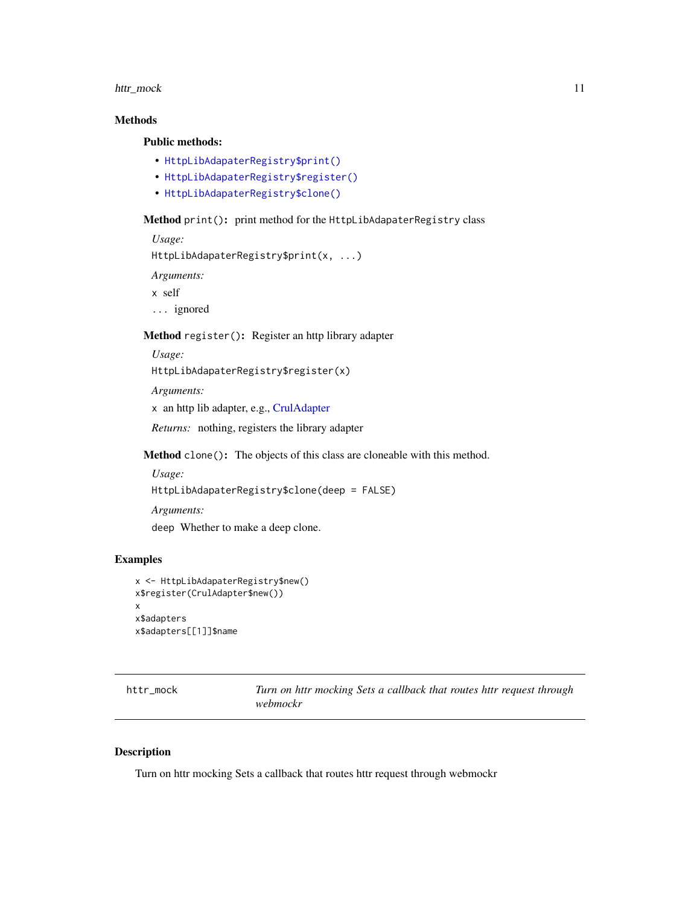### Methods

#### Public methods:

- `HttpLibAdapaterRegistry$print()`
- `HttpLibAdapaterRegistry$register()`
- `HttpLibAdapaterRegistry$clone()`

**Method** `print()`: print method for the `HttpLibAdapaterRegistry` class

*Usage:*

```
HttpLibAdapaterRegistry$print(x, ...)
```

*Arguments:*

`x` self

`...` ignored

**Method** `register()`: Register an http library adapter

*Usage:*

```
HttpLibAdapaterRegistry$register(x)
```

*Arguments:*

`x` an http lib adapter, e.g., CrulAdapter

*Returns:* nothing, registers the library adapter

**Method** `clone()`: The objects of this class are cloneable with this method.

*Usage:*

```
HttpLibAdapaterRegistry$clone(deep = FALSE)
```

*Arguments:*

`deep` Whether to make a deep clone.

### Examples

```
x <- HttpLibAdapaterRegistry$new()
x$register(CrulAdapter$new())
x
x$adapters
x$adapters[[1]]$name
```

---

## httr_mock — *Turn on httr mocking Sets a callback that routes httr request through webmockr*

---

### Description

Turn on httr mocking Sets a callback that routes httr request through webmockr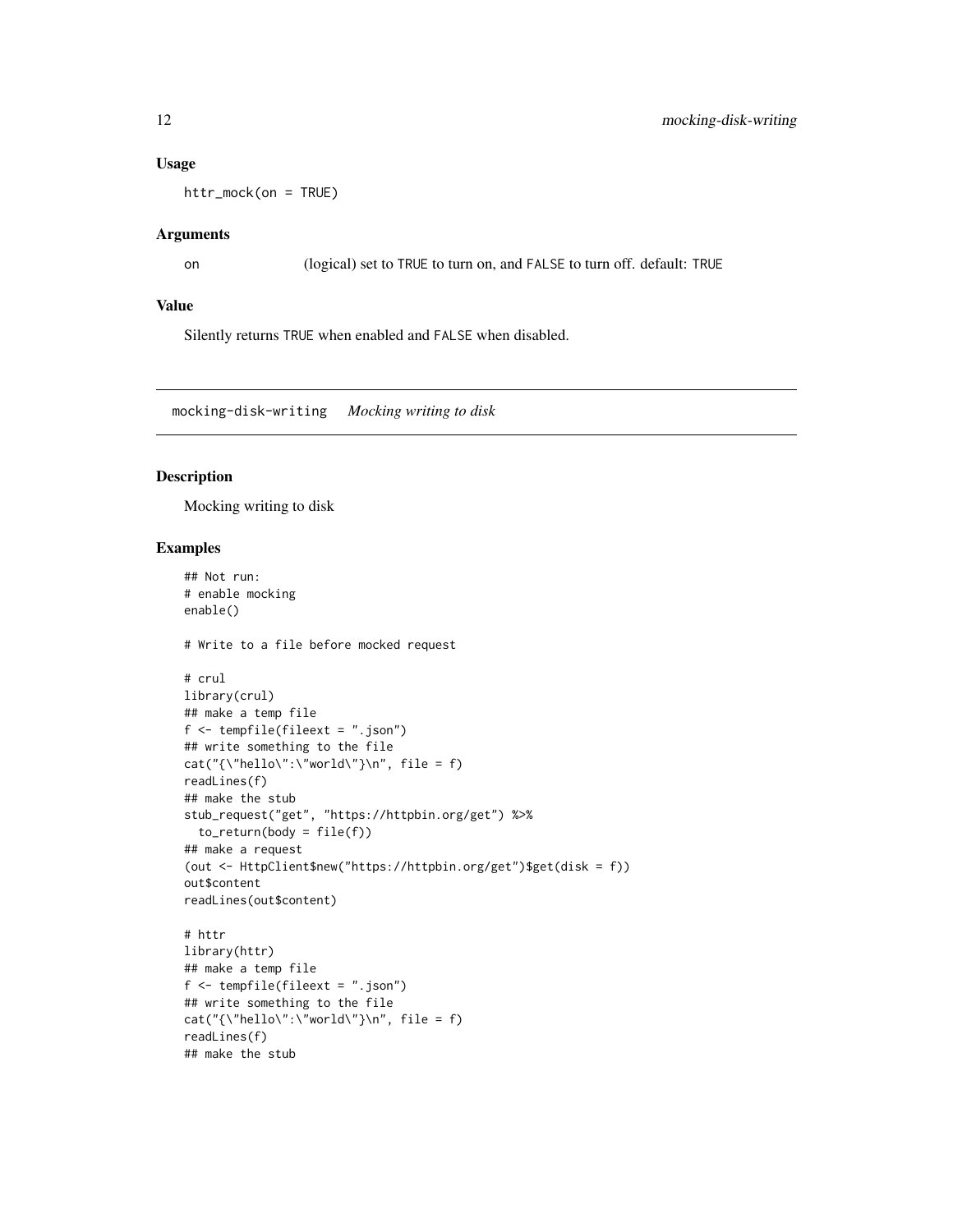### Usage

```
httr_mock(on = TRUE)
```

### Arguments

| | |
|---|---|
| on | (logical) set to TRUE to turn on, and FALSE to turn off. default: TRUE |

### Value

Silently returns TRUE when enabled and FALSE when disabled.

---

## mocking-disk-writing *Mocking writing to disk*

### Description

Mocking writing to disk

### Examples

```
## Not run:
# enable mocking
enable()

# Write to a file before mocked request

# crul
library(crul)
## make a temp file
f <- tempfile(fileext = ".json")
## write something to the file
cat("{\"hello\":\"world\"}\n", file = f)
readLines(f)
## make the stub
stub_request("get", "https://httpbin.org/get") %>%
  to_return(body = file(f))
## make a request
(out <- HttpClient$new("https://httpbin.org/get")$get(disk = f))
out$content
readLines(out$content)

# httr
library(httr)
## make a temp file
f <- tempfile(fileext = ".json")
## write something to the file
cat("{\"hello\":\"world\"}\n", file = f)
readLines(f)
## make the stub
```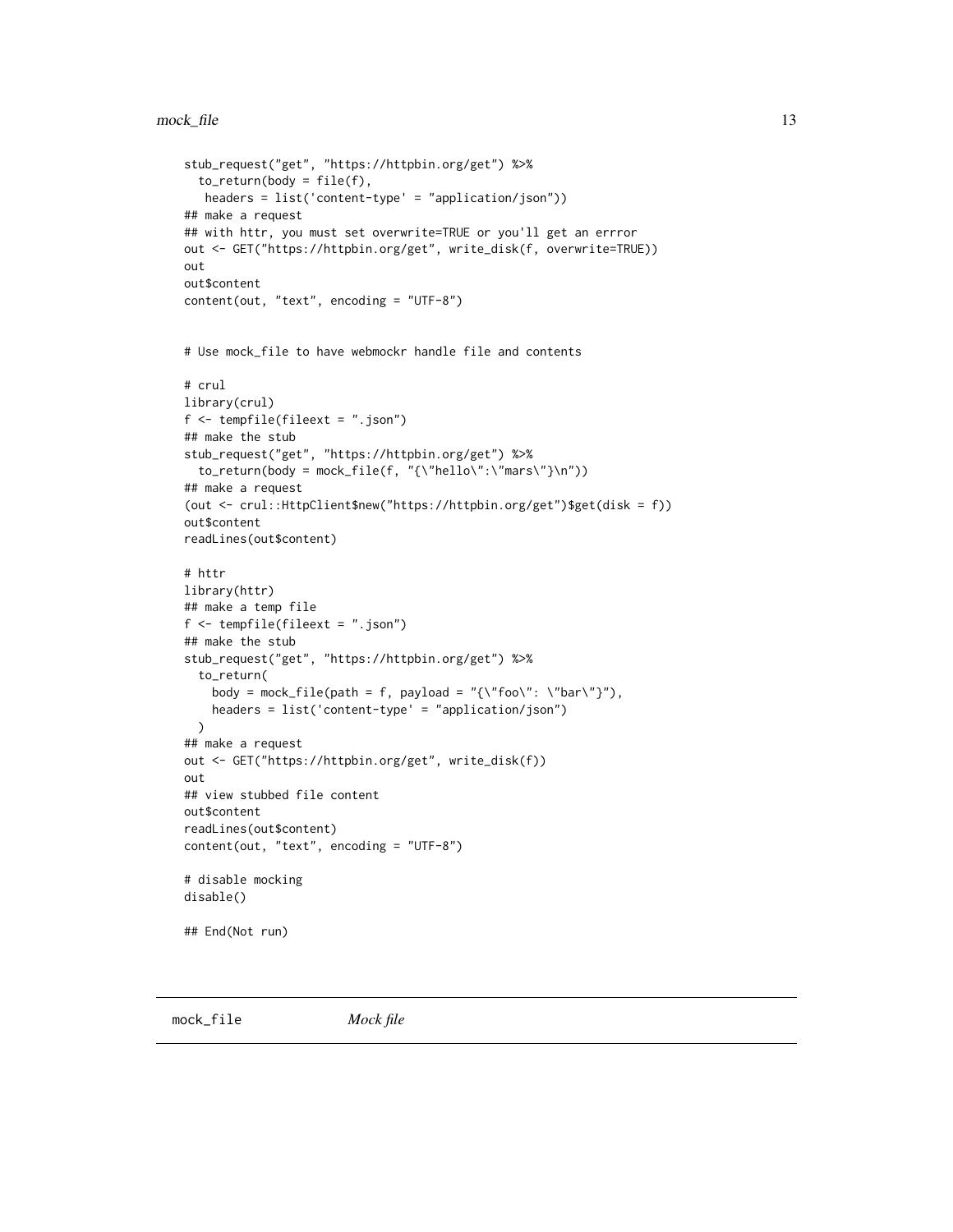```
stub_request("get", "https://httpbin.org/get") %>%
  to_return(body = file(f),
   headers = list('content-type' = "application/json"))
## make a request
## with httr, you must set overwrite=TRUE or you'll get an errror
out <- GET("https://httpbin.org/get", write_disk(f, overwrite=TRUE))
out
out$content
content(out, "text", encoding = "UTF-8")


# Use mock_file to have webmockr handle file and contents

# crul
library(crul)
f <- tempfile(fileext = ".json")
## make the stub
stub_request("get", "https://httpbin.org/get") %>%
  to_return(body = mock_file(f, "{\"hello\":\"mars\"}\n"))
## make a request
(out <- crul::HttpClient$new("https://httpbin.org/get")$get(disk = f))
out$content
readLines(out$content)

# httr
library(httr)
## make a temp file
f <- tempfile(fileext = ".json")
## make the stub
stub_request("get", "https://httpbin.org/get") %>%
  to_return(
    body = mock_file(path = f, payload = "{\"foo\": \"bar\"}"),
    headers = list('content-type' = "application/json")
  )
## make a request
out <- GET("https://httpbin.org/get", write_disk(f))
out
## view stubbed file content
out$content
readLines(out$content)
content(out, "text", encoding = "UTF-8")

# disable mocking
disable()

## End(Not run)
```

---

`mock_file` *Mock file*

---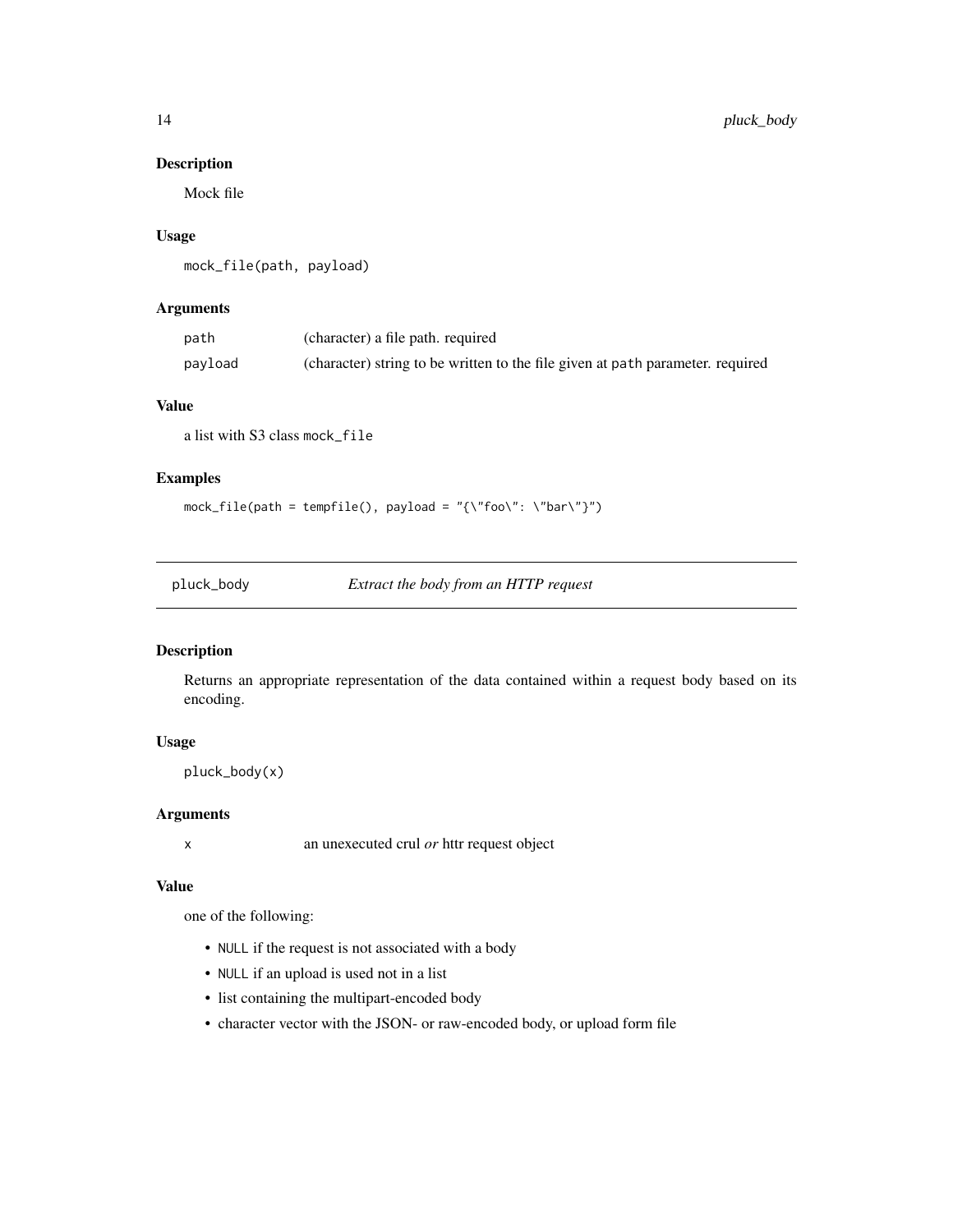### Description

Mock file

### Usage

```
mock_file(path, payload)
```

### Arguments

| | |
|---|---|
| path | (character) a file path. required |
| payload | (character) string to be written to the file given at path parameter. required |

### Value

a list with S3 class mock_file

### Examples

```
mock_file(path = tempfile(), payload = "{\"foo\": \"bar\"}")
```

---

## pluck_body — *Extract the body from an HTTP request*

### Description

Returns an appropriate representation of the data contained within a request body based on its encoding.

### Usage

```
pluck_body(x)
```

### Arguments

| | |
|---|---|
| x | an unexecuted crul *or* httr request object |

### Value

one of the following:

- NULL if the request is not associated with a body
- NULL if an upload is used not in a list
- list containing the multipart-encoded body
- character vector with the JSON- or raw-encoded body, or upload form file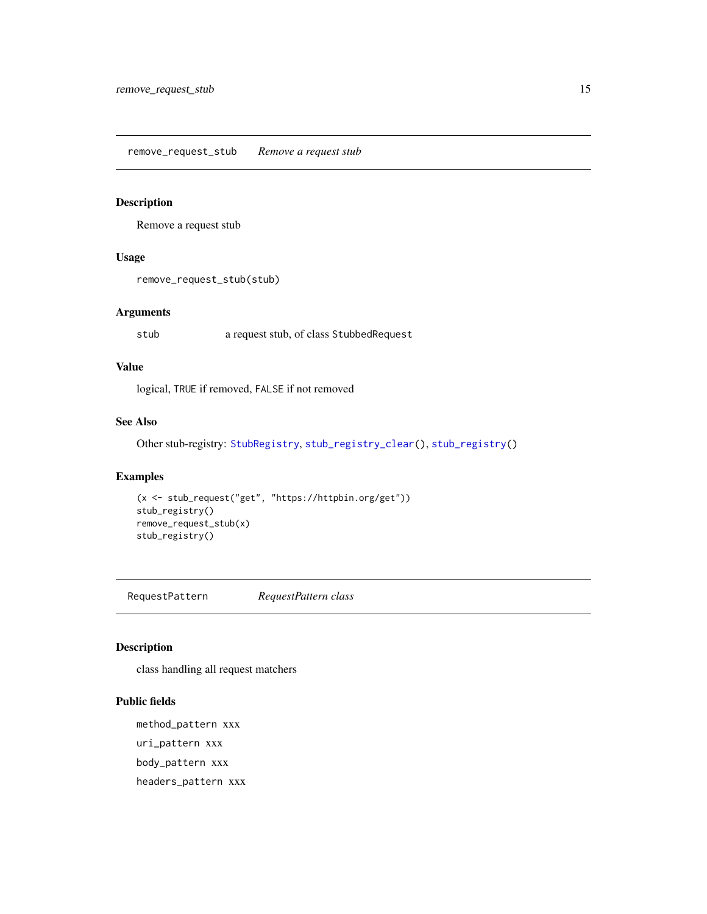## remove_request_stub *Remove a request stub*

### Description

Remove a request stub

### Usage

```
remove_request_stub(stub)
```

### Arguments

| | |
|---|---|
| `stub` | a request stub, of class `StubbedRequest` |

### Value

logical, `TRUE` if removed, `FALSE` if not removed

### See Also

Other stub-registry: `StubRegistry`, `stub_registry_clear()`, `stub_registry()`

### Examples

```
(x <- stub_request("get", "https://httpbin.org/get"))
stub_registry()
remove_request_stub(x)
stub_registry()
```

## RequestPattern *RequestPattern class*

### Description

class handling all request matchers

### Public fields

`method_pattern` xxx

`uri_pattern` xxx

`body_pattern` xxx

`headers_pattern` xxx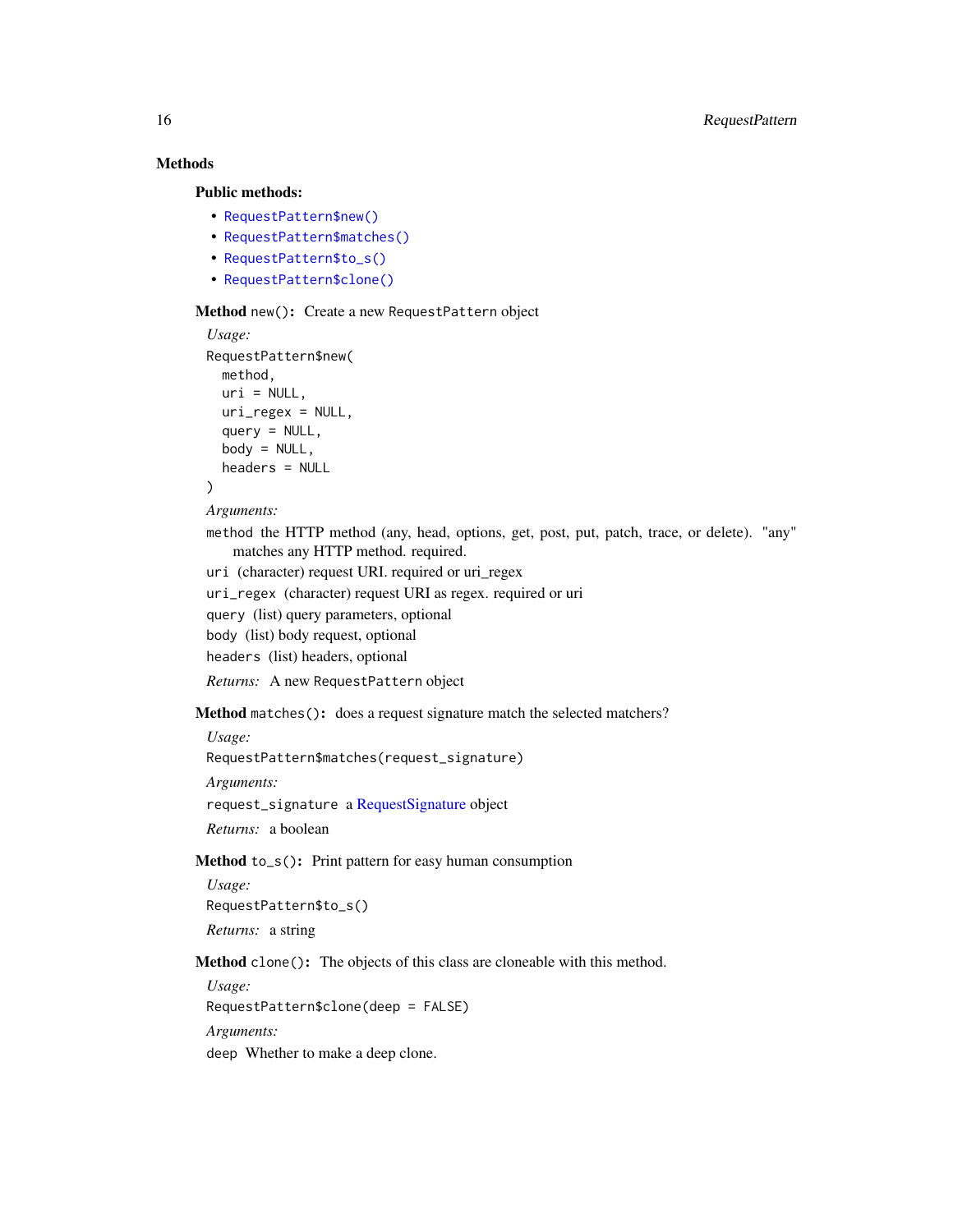## Methods

### Public methods:

- `RequestPattern$new()`
- `RequestPattern$matches()`
- `RequestPattern$to_s()`
- `RequestPattern$clone()`

**Method** `new()`**:** Create a new RequestPattern object

*Usage:*

```
RequestPattern$new(
  method,
  uri = NULL,
  uri_regex = NULL,
  query = NULL,
  body = NULL,
  headers = NULL
)
```

*Arguments:*

`method` the HTTP method (any, head, options, get, post, put, patch, trace, or delete). "any" matches any HTTP method. required.

`uri` (character) request URI. required or uri_regex

`uri_regex` (character) request URI as regex. required or uri

`query` (list) query parameters, optional

`body` (list) body request, optional

`headers` (list) headers, optional

*Returns:* A new RequestPattern object

**Method** `matches()`**:** does a request signature match the selected matchers?

*Usage:*

```
RequestPattern$matches(request_signature)
```

*Arguments:*

`request_signature` a RequestSignature object

*Returns:* a boolean

**Method** `to_s()`**:** Print pattern for easy human consumption

*Usage:*

```
RequestPattern$to_s()
```

*Returns:* a string

**Method** `clone()`**:** The objects of this class are cloneable with this method.

*Usage:*

```
RequestPattern$clone(deep = FALSE)
```

*Arguments:*

`deep` Whether to make a deep clone.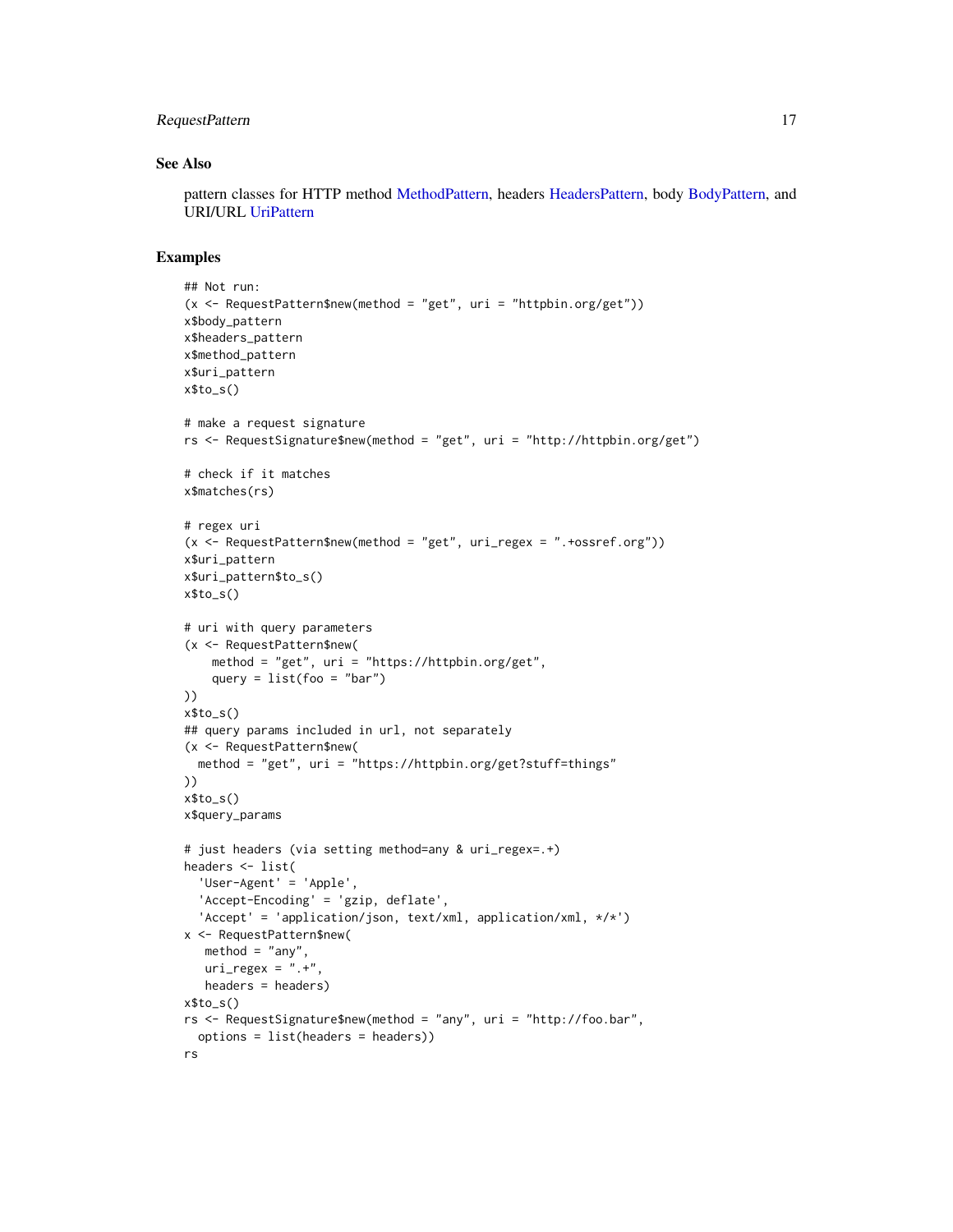### See Also

pattern classes for HTTP method MethodPattern, headers HeadersPattern, body BodyPattern, and URI/URL UriPattern

### Examples

```
## Not run:
(x <- RequestPattern$new(method = "get", uri = "httpbin.org/get"))
x$body_pattern
x$headers_pattern
x$method_pattern
x$uri_pattern
x$to_s()

# make a request signature
rs <- RequestSignature$new(method = "get", uri = "http://httpbin.org/get")

# check if it matches
x$matches(rs)

# regex uri
(x <- RequestPattern$new(method = "get", uri_regex = ".+ossref.org"))
x$uri_pattern
x$uri_pattern$to_s()
x$to_s()

# uri with query parameters
(x <- RequestPattern$new(
    method = "get", uri = "https://httpbin.org/get",
    query = list(foo = "bar")
))
x$to_s()
## query params included in url, not separately
(x <- RequestPattern$new(
  method = "get", uri = "https://httpbin.org/get?stuff=things"
))
x$to_s()
x$query_params

# just headers (via setting method=any & uri_regex=.+)
headers <- list(
  'User-Agent' = 'Apple',
  'Accept-Encoding' = 'gzip, deflate',
  'Accept' = 'application/json, text/xml, application/xml, */*')
x <- RequestPattern$new(
   method = "any",
   uri_regex = ".+",
   headers = headers)
x$to_s()
rs <- RequestSignature$new(method = "any", uri = "http://foo.bar",
  options = list(headers = headers))
rs
```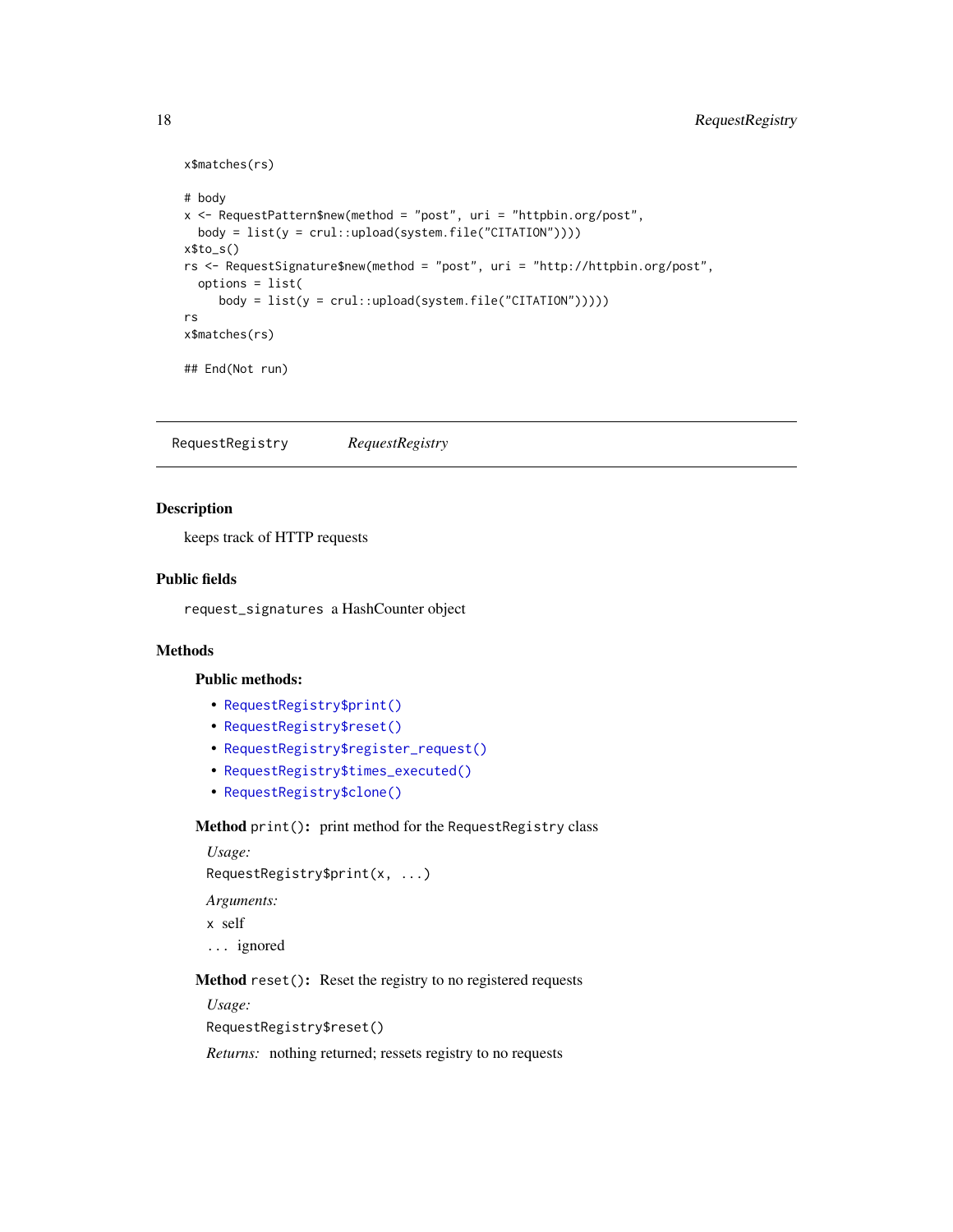```
x$matches(rs)

# body
x <- RequestPattern$new(method = "post", uri = "httpbin.org/post",
  body = list(y = crul::upload(system.file("CITATION"))))
x$to_s()
rs <- RequestSignature$new(method = "post", uri = "http://httpbin.org/post",
  options = list(
     body = list(y = crul::upload(system.file("CITATION")))))
rs
x$matches(rs)

## End(Not run)
```

---

`RequestRegistry` *RequestRegistry*

---

## Description

keeps track of HTTP requests

## Public fields

`request_signatures` a HashCounter object

## Methods

### Public methods:

- `RequestRegistry$print()`
- `RequestRegistry$reset()`
- `RequestRegistry$register_request()`
- `RequestRegistry$times_executed()`
- `RequestRegistry$clone()`

**Method** `print()`**:** print method for the `RequestRegistry` class

*Usage:*

`RequestRegistry$print(x, ...)`

*Arguments:*

`x` self

`...` ignored

**Method** `reset()`**:** Reset the registry to no registered requests

*Usage:*

`RequestRegistry$reset()`

*Returns:* nothing returned; ressets registry to no requests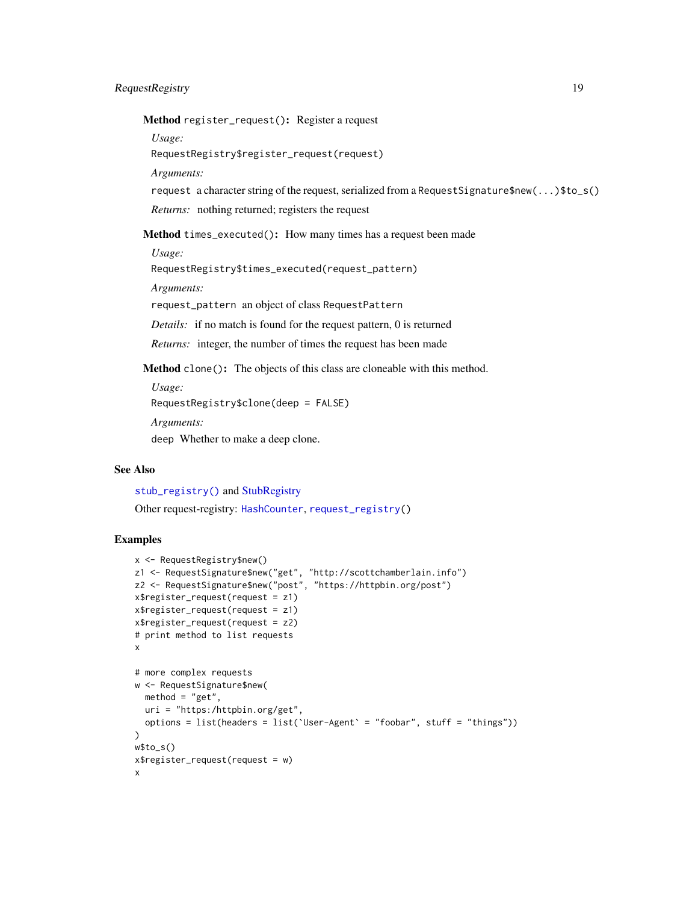**Method** `register_request()`: Register a request

*Usage:*

```
RequestRegistry$register_request(request)
```

*Arguments:*

`request` a character string of the request, serialized from a `RequestSignature$new(...)$to_s()`

*Returns:* nothing returned; registers the request

**Method** `times_executed()`: How many times has a request been made

*Usage:*

```
RequestRegistry$times_executed(request_pattern)
```

*Arguments:*

`request_pattern` an object of class `RequestPattern`

*Details:* if no match is found for the request pattern, 0 is returned

*Returns:* integer, the number of times the request has been made

**Method** `clone()`: The objects of this class are cloneable with this method.

*Usage:*

```
RequestRegistry$clone(deep = FALSE)
```

*Arguments:*

`deep` Whether to make a deep clone.

## See Also

`stub_registry()` and StubRegistry

Other request-registry: `HashCounter`, `request_registry()`

## Examples

```
x <- RequestRegistry$new()
z1 <- RequestSignature$new("get", "http://scottchamberlain.info")
z2 <- RequestSignature$new("post", "https://httpbin.org/post")
x$register_request(request = z1)
x$register_request(request = z1)
x$register_request(request = z2)
# print method to list requests
x

# more complex requests
w <- RequestSignature$new(
  method = "get",
  uri = "https:/httpbin.org/get",
  options = list(headers = list(`User-Agent` = "foobar", stuff = "things"))
)
w$to_s()
x$register_request(request = w)
x
```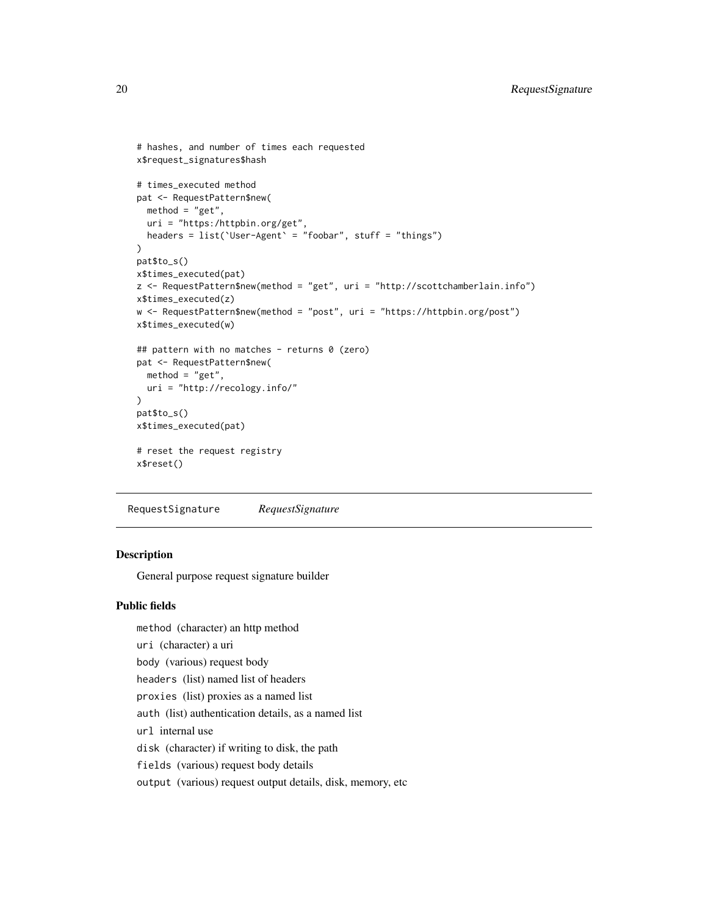```
# hashes, and number of times each requested
x$request_signatures$hash

# times_executed method
pat <- RequestPattern$new(
  method = "get",
  uri = "https:/httpbin.org/get",
  headers = list(`User-Agent` = "foobar", stuff = "things")
)
pat$to_s()
x$times_executed(pat)
z <- RequestPattern$new(method = "get", uri = "http://scottchamberlain.info")
x$times_executed(z)
w <- RequestPattern$new(method = "post", uri = "https://httpbin.org/post")
x$times_executed(w)

## pattern with no matches - returns 0 (zero)
pat <- RequestPattern$new(
  method = "get",
  uri = "http://recology.info/"
)
pat$to_s()
x$times_executed(pat)

# reset the request registry
x$reset()
```

---

RequestSignature *RequestSignature*

---

## Description

General purpose request signature builder

## Public fields

`method` (character) an http method

`uri` (character) a uri

`body` (various) request body

`headers` (list) named list of headers

`proxies` (list) proxies as a named list

`auth` (list) authentication details, as a named list

`url` internal use

`disk` (character) if writing to disk, the path

`fields` (various) request body details

`output` (various) request output details, disk, memory, etc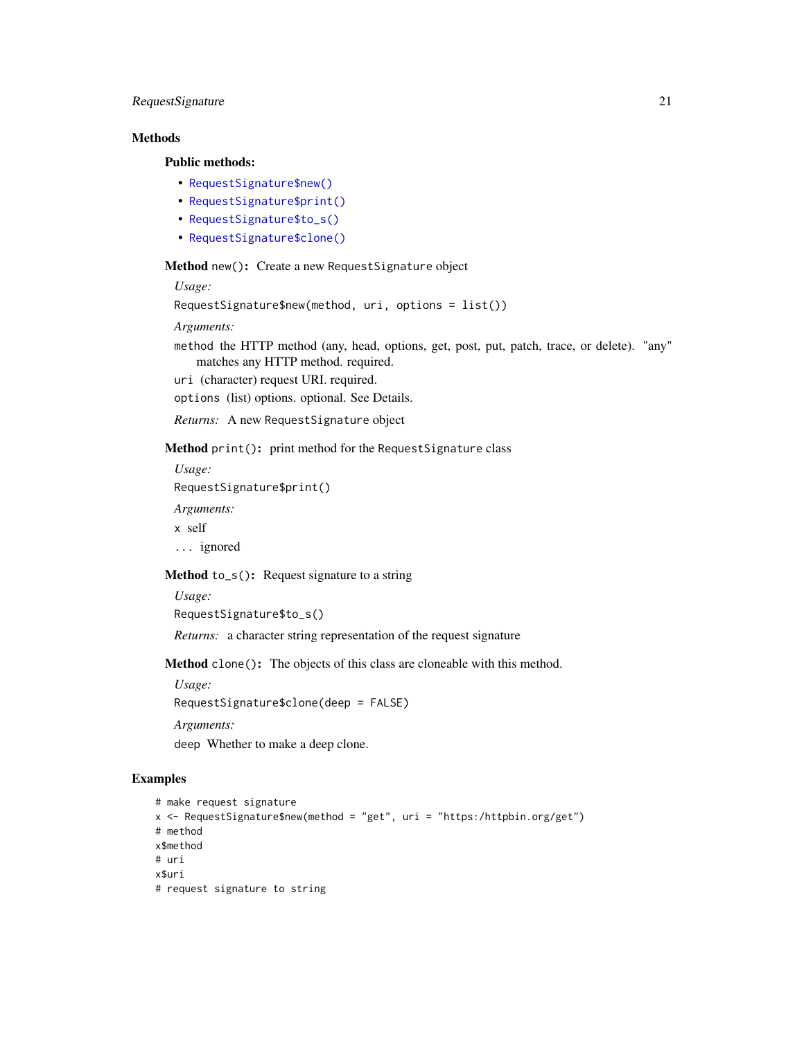## Methods

### Public methods:

- `RequestSignature$new()`
- `RequestSignature$print()`
- `RequestSignature$to_s()`
- `RequestSignature$clone()`

**Method** `new()`**:** Create a new `RequestSignature` object

*Usage:*

```
RequestSignature$new(method, uri, options = list())
```

*Arguments:*

`method` the HTTP method (any, head, options, get, post, put, patch, trace, or delete). "any" matches any HTTP method. required.

`uri` (character) request URI. required.

`options` (list) options. optional. See Details.

*Returns:* A new `RequestSignature` object

**Method** `print()`**:** print method for the `RequestSignature` class

*Usage:*

```
RequestSignature$print()
```

*Arguments:*

`x` self

`...` ignored

**Method** `to_s()`**:** Request signature to a string

*Usage:*

```
RequestSignature$to_s()
```

*Returns:* a character string representation of the request signature

**Method** `clone()`**:** The objects of this class are cloneable with this method.

*Usage:*

```
RequestSignature$clone(deep = FALSE)
```

*Arguments:*

`deep` Whether to make a deep clone.

## Examples

```
# make request signature
x <- RequestSignature$new(method = "get", uri = "https:/httpbin.org/get")
# method
x$method
# uri
x$uri
# request signature to string
```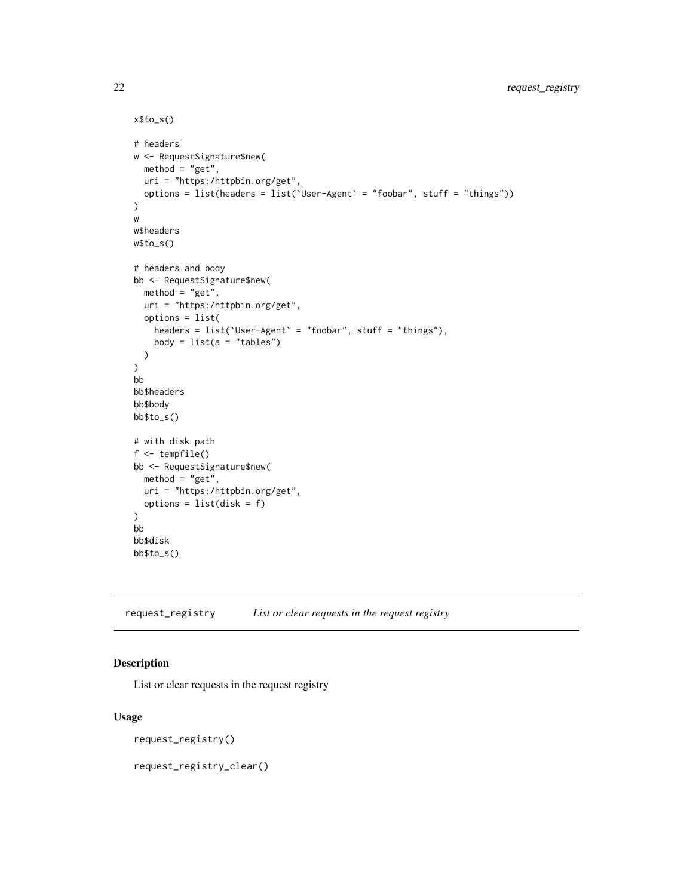```
x$to_s()

# headers
w <- RequestSignature$new(
  method = "get",
  uri = "https:/httpbin.org/get",
  options = list(headers = list(`User-Agent` = "foobar", stuff = "things"))
)
w
w$headers
w$to_s()

# headers and body
bb <- RequestSignature$new(
  method = "get",
  uri = "https:/httpbin.org/get",
  options = list(
    headers = list(`User-Agent` = "foobar", stuff = "things"),
    body = list(a = "tables")
  )
)
bb
bb$headers
bb$body
bb$to_s()

# with disk path
f <- tempfile()
bb <- RequestSignature$new(
  method = "get",
  uri = "https:/httpbin.org/get",
  options = list(disk = f)
)
bb
bb$disk
bb$to_s()
```

---

## request_registry *List or clear requests in the request registry*

---

### Description

List or clear requests in the request registry

### Usage

```
request_registry()

request_registry_clear()
```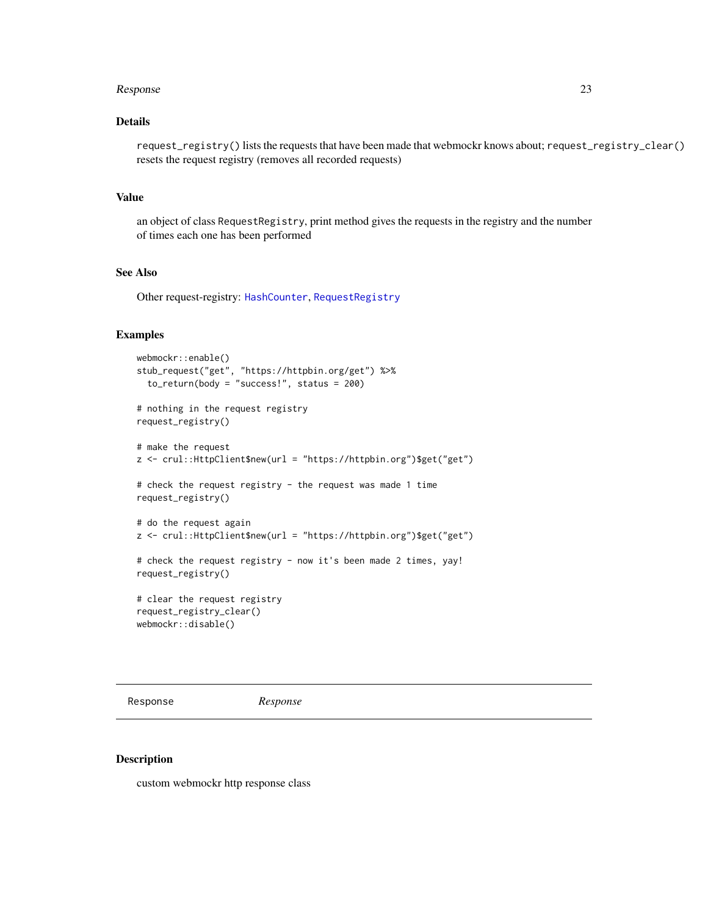### Details

`request_registry()` lists the requests that have been made that webmockr knows about; `request_registry_clear()` resets the request registry (removes all recorded requests)

### Value

an object of class `RequestRegistry`, print method gives the requests in the registry and the number of times each one has been performed

### See Also

Other request-registry: `HashCounter`, `RequestRegistry`

### Examples

```
webmockr::enable()
stub_request("get", "https://httpbin.org/get") %>%
  to_return(body = "success!", status = 200)

# nothing in the request registry
request_registry()

# make the request
z <- crul::HttpClient$new(url = "https://httpbin.org")$get("get")

# check the request registry - the request was made 1 time
request_registry()

# do the request again
z <- crul::HttpClient$new(url = "https://httpbin.org")$get("get")

# check the request registry - now it's been made 2 times, yay!
request_registry()

# clear the request registry
request_registry_clear()
webmockr::disable()
```

---

## Response *Response*

---

### Description

custom webmockr http response class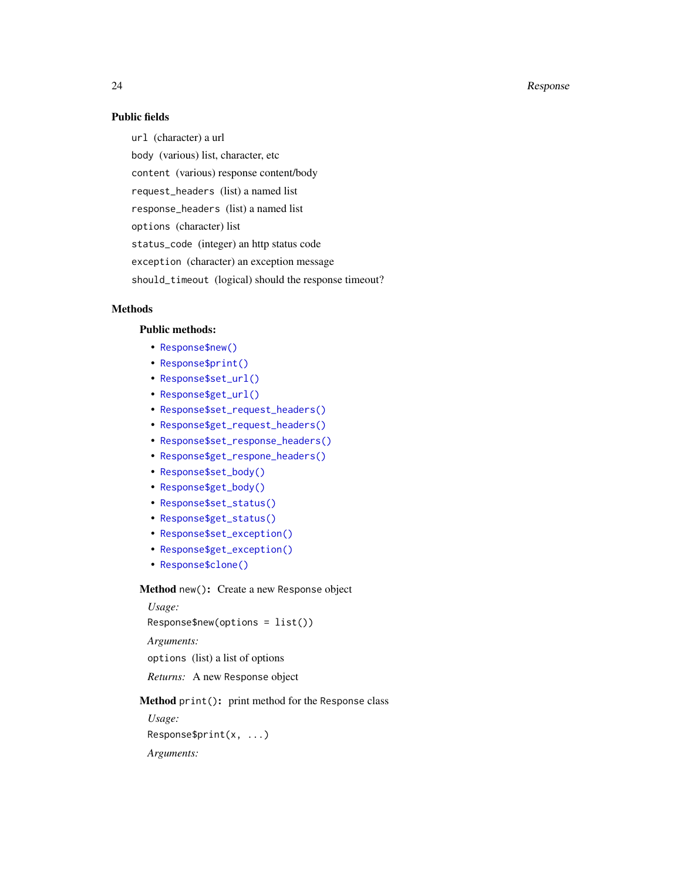### Public fields

`url` (character) a url

`body` (various) list, character, etc

`content` (various) response content/body

`request_headers` (list) a named list

`response_headers` (list) a named list

`options` (character) list

`status_code` (integer) an http status code

`exception` (character) an exception message

`should_timeout` (logical) should the response timeout?

### Methods

**Public methods:**

- `Response$new()`
- `Response$print()`
- `Response$set_url()`
- `Response$get_url()`
- `Response$set_request_headers()`
- `Response$get_request_headers()`
- `Response$set_response_headers()`
- `Response$get_respone_headers()`
- `Response$set_body()`
- `Response$get_body()`
- `Response$set_status()`
- `Response$get_status()`
- `Response$set_exception()`
- `Response$get_exception()`
- `Response$clone()`

**Method** `new()`**:** Create a new `Response` object

*Usage:*

```
Response$new(options = list())
```

*Arguments:*

`options` (list) a list of options

*Returns:* A new `Response` object

**Method** `print()`**:** print method for the `Response` class

*Usage:*

```
Response$print(x, ...)
```

*Arguments:*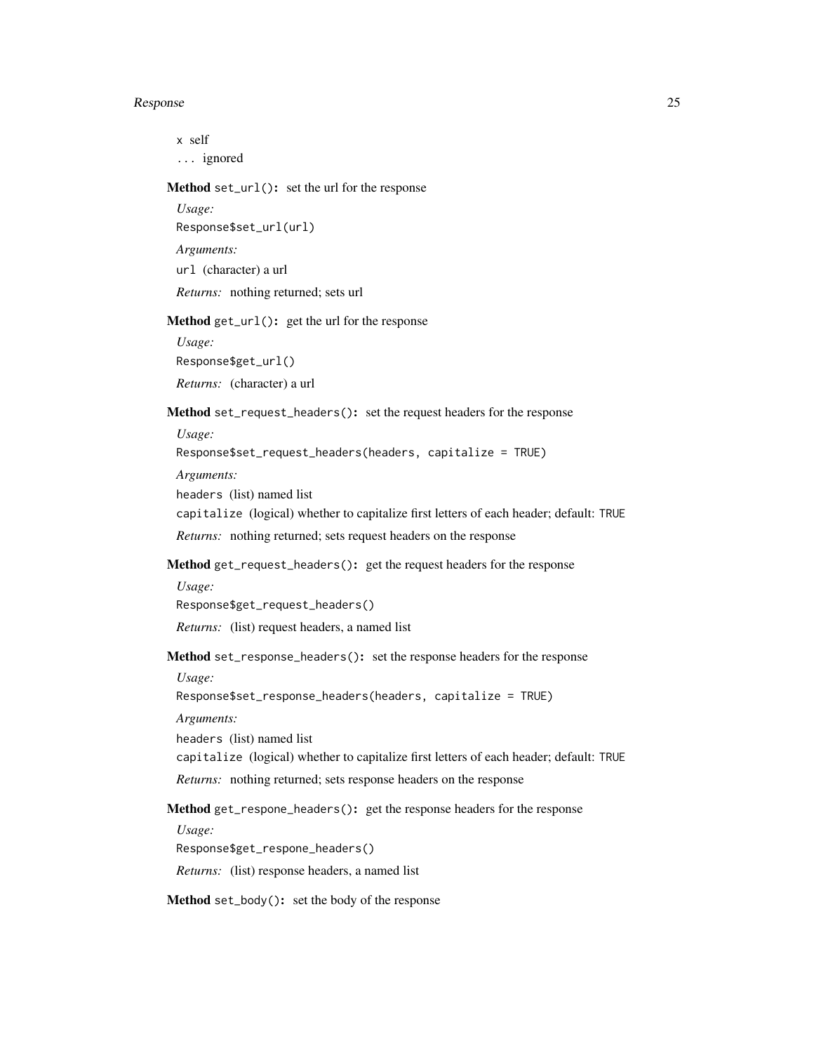`x` self

`...` ignored

**Method** `set_url()`: set the url for the response

*Usage:*

```
Response$set_url(url)
```

*Arguments:*

`url` (character) a url

*Returns:* nothing returned; sets url

**Method** `get_url()`: get the url for the response

*Usage:*

```
Response$get_url()
```

*Returns:* (character) a url

**Method** `set_request_headers()`: set the request headers for the response

*Usage:*

```
Response$set_request_headers(headers, capitalize = TRUE)
```

*Arguments:*

`headers` (list) named list

`capitalize` (logical) whether to capitalize first letters of each header; default: `TRUE`

*Returns:* nothing returned; sets request headers on the response

**Method** `get_request_headers()`: get the request headers for the response

*Usage:*

```
Response$get_request_headers()
```

*Returns:* (list) request headers, a named list

**Method** `set_response_headers()`: set the response headers for the response

*Usage:*

```
Response$set_response_headers(headers, capitalize = TRUE)
```

*Arguments:*

`headers` (list) named list

`capitalize` (logical) whether to capitalize first letters of each header; default: `TRUE`

*Returns:* nothing returned; sets response headers on the response

**Method** `get_respone_headers()`: get the response headers for the response

*Usage:*

```
Response$get_respone_headers()
```

*Returns:* (list) response headers, a named list

**Method** `set_body()`: set the body of the response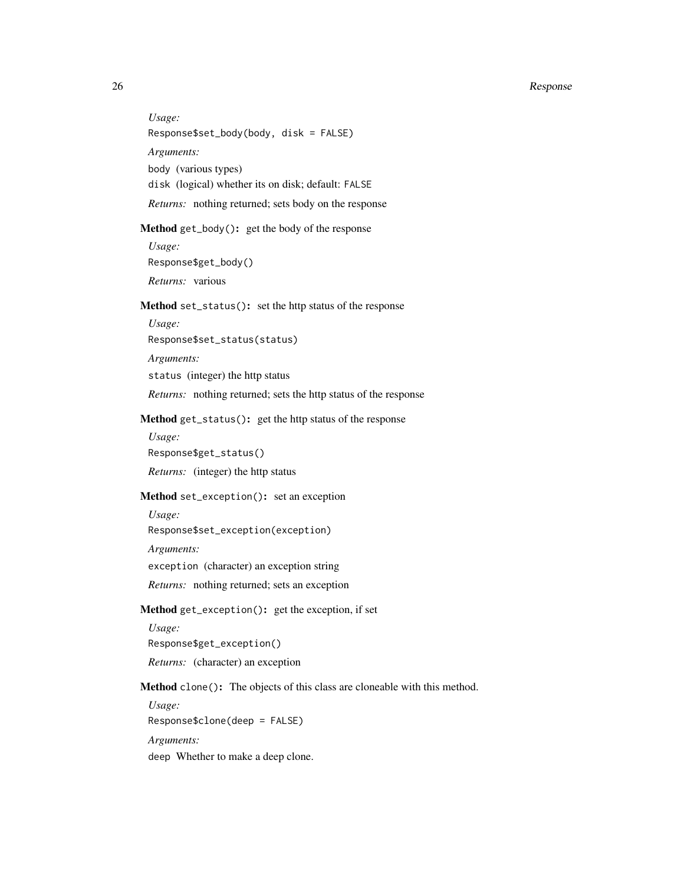*Usage:*

```
Response$set_body(body, disk = FALSE)
```

*Arguments:*

`body` (various types)

`disk` (logical) whether its on disk; default: `FALSE`

*Returns:* nothing returned; sets body on the response

**Method** `get_body()`**:** get the body of the response

*Usage:*

```
Response$get_body()
```

*Returns:* various

**Method** `set_status()`**:** set the http status of the response

*Usage:*

```
Response$set_status(status)
```

*Arguments:*

`status` (integer) the http status

*Returns:* nothing returned; sets the http status of the response

**Method** `get_status()`**:** get the http status of the response

*Usage:*

```
Response$get_status()
```

*Returns:* (integer) the http status

**Method** `set_exception()`**:** set an exception

*Usage:*

```
Response$set_exception(exception)
```

*Arguments:*

`exception` (character) an exception string

*Returns:* nothing returned; sets an exception

**Method** `get_exception()`**:** get the exception, if set

*Usage:*

```
Response$get_exception()
```

*Returns:* (character) an exception

**Method** `clone()`**:** The objects of this class are cloneable with this method.

*Usage:*

```
Response$clone(deep = FALSE)
```

*Arguments:*

`deep` Whether to make a deep clone.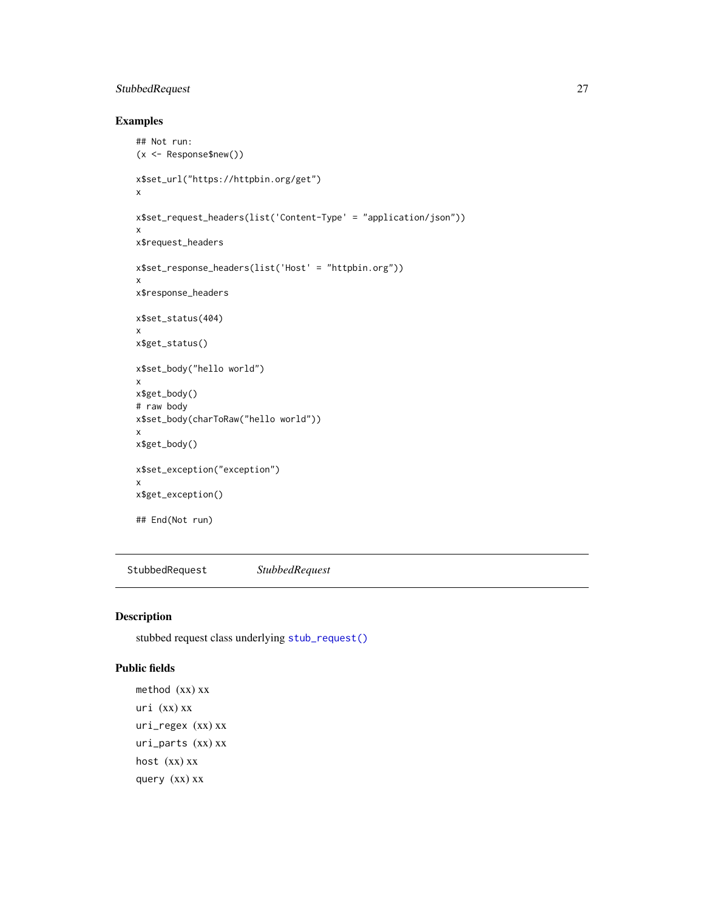## Examples

```
## Not run:
(x <- Response$new())

x$set_url("https://httpbin.org/get")
x

x$set_request_headers(list('Content-Type' = "application/json"))
x
x$request_headers

x$set_response_headers(list('Host' = "httpbin.org"))
x
x$response_headers

x$set_status(404)
x
x$get_status()

x$set_body("hello world")
x
x$get_body()
# raw body
x$set_body(charToRaw("hello world"))
x
x$get_body()

x$set_exception("exception")
x
x$get_exception()

## End(Not run)
```

---

# StubbedRequest    *StubbedRequest*

---

## Description

stubbed request class underlying `stub_request()`

## Public fields

`method` (xx) xx

`uri` (xx) xx

`uri_regex` (xx) xx

`uri_parts` (xx) xx

`host` (xx) xx

`query` (xx) xx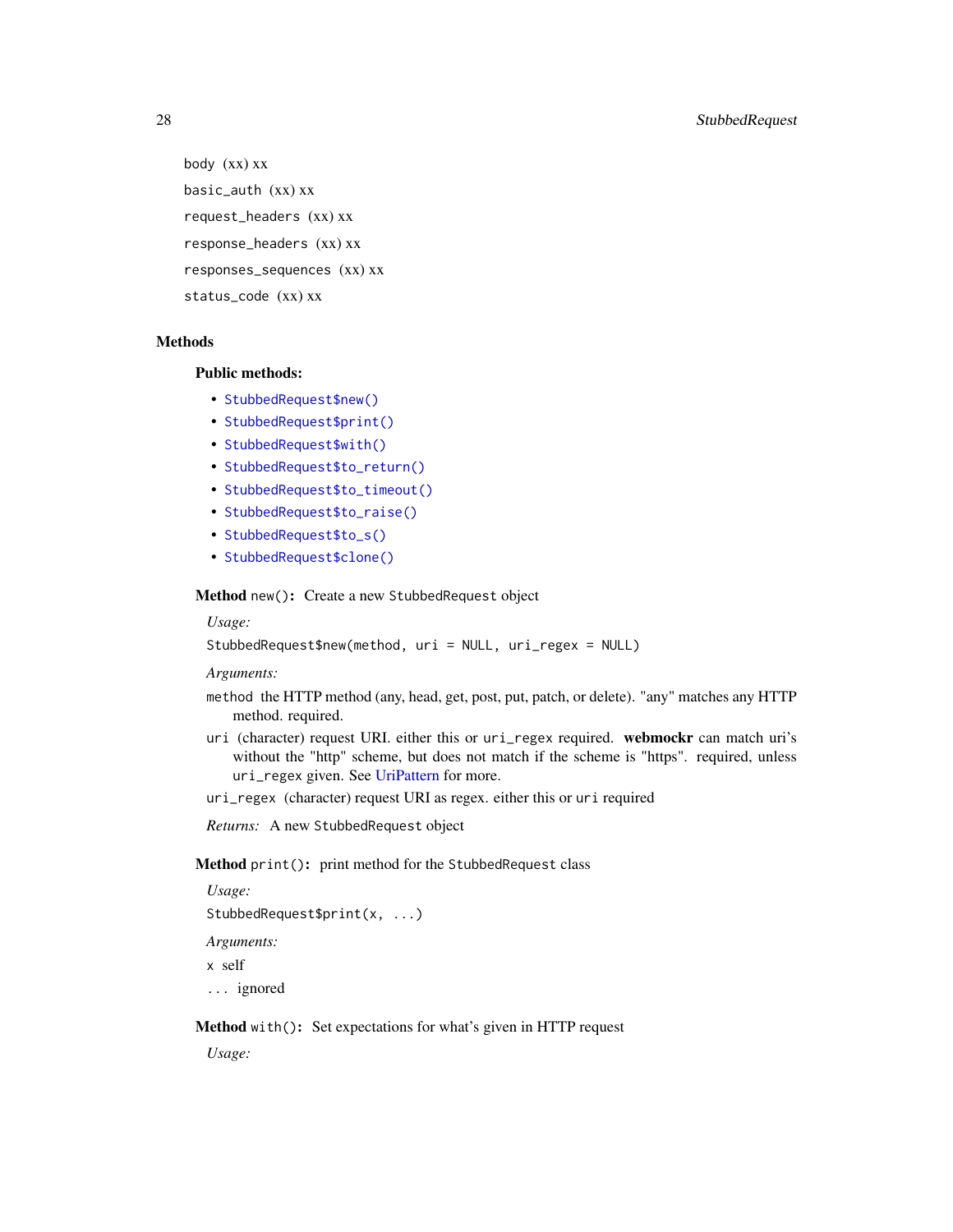`body` (xx) xx

`basic_auth` (xx) xx

`request_headers` (xx) xx

`response_headers` (xx) xx

`responses_sequences` (xx) xx

`status_code` (xx) xx

## Methods

### Public methods:

- `StubbedRequest$new()`
- `StubbedRequest$print()`
- `StubbedRequest$with()`
- `StubbedRequest$to_return()`
- `StubbedRequest$to_timeout()`
- `StubbedRequest$to_raise()`
- `StubbedRequest$to_s()`
- `StubbedRequest$clone()`

**Method** `new()`**:** Create a new `StubbedRequest` object

*Usage:*

```
StubbedRequest$new(method, uri = NULL, uri_regex = NULL)
```

*Arguments:*

`method` the HTTP method (any, head, get, post, put, patch, or delete). "any" matches any HTTP method. required.

`uri` (character) request URI. either this or `uri_regex` required. **webmockr** can match uri's without the "http" scheme, but does not match if the scheme is "https". required, unless `uri_regex` given. See UriPattern for more.

`uri_regex` (character) request URI as regex. either this or `uri` required

*Returns:* A new `StubbedRequest` object

**Method** `print()`**:** print method for the `StubbedRequest` class

*Usage:*

```
StubbedRequest$print(x, ...)
```

*Arguments:*

`x` self

`...` ignored

**Method** `with()`**:** Set expectations for what's given in HTTP request

*Usage:*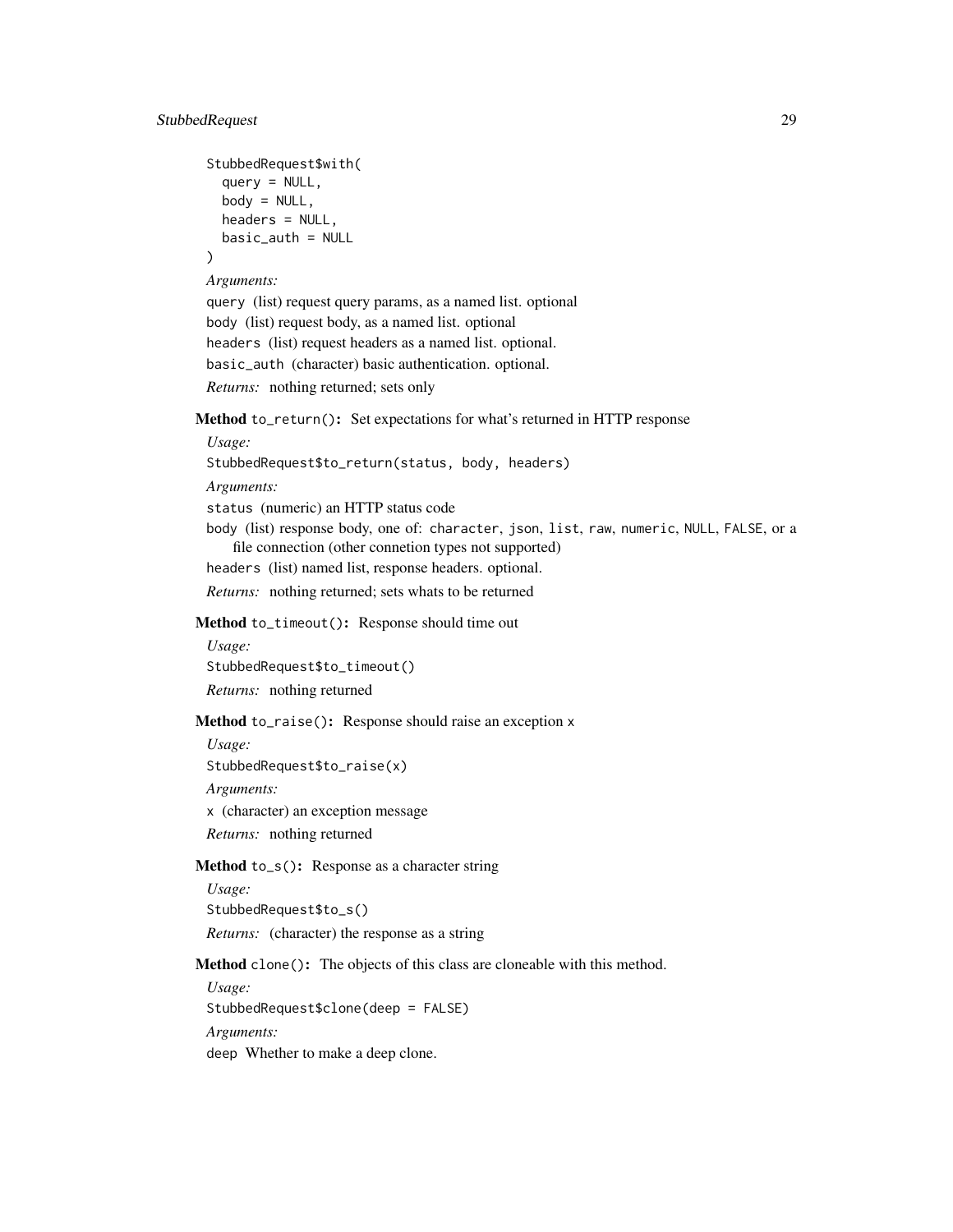```
StubbedRequest$with(
  query = NULL,
  body = NULL,
  headers = NULL,
  basic_auth = NULL
)
```

*Arguments:*

`query` (list) request query params, as a named list. optional

`body` (list) request body, as a named list. optional

`headers` (list) request headers as a named list. optional.

`basic_auth` (character) basic authentication. optional.

*Returns:* nothing returned; sets only

**Method** `to_return()`**:** Set expectations for what's returned in HTTP response

*Usage:*

```
StubbedRequest$to_return(status, body, headers)
```

*Arguments:*

`status` (numeric) an HTTP status code

`body` (list) response body, one of: `character`, `json`, `list`, `raw`, `numeric`, `NULL`, `FALSE`, or a file connection (other connetion types not supported)

`headers` (list) named list, response headers. optional.

*Returns:* nothing returned; sets whats to be returned

**Method** `to_timeout()`**:** Response should time out

*Usage:*

```
StubbedRequest$to_timeout()
```

*Returns:* nothing returned

**Method** `to_raise()`**:** Response should raise an exception `x`

*Usage:*

```
StubbedRequest$to_raise(x)
```

*Arguments:*

`x` (character) an exception message

*Returns:* nothing returned

**Method** `to_s()`**:** Response as a character string

*Usage:*

```
StubbedRequest$to_s()
```

*Returns:* (character) the response as a string

**Method** `clone()`**:** The objects of this class are cloneable with this method.

*Usage:*

```
StubbedRequest$clone(deep = FALSE)
```

*Arguments:*

`deep` Whether to make a deep clone.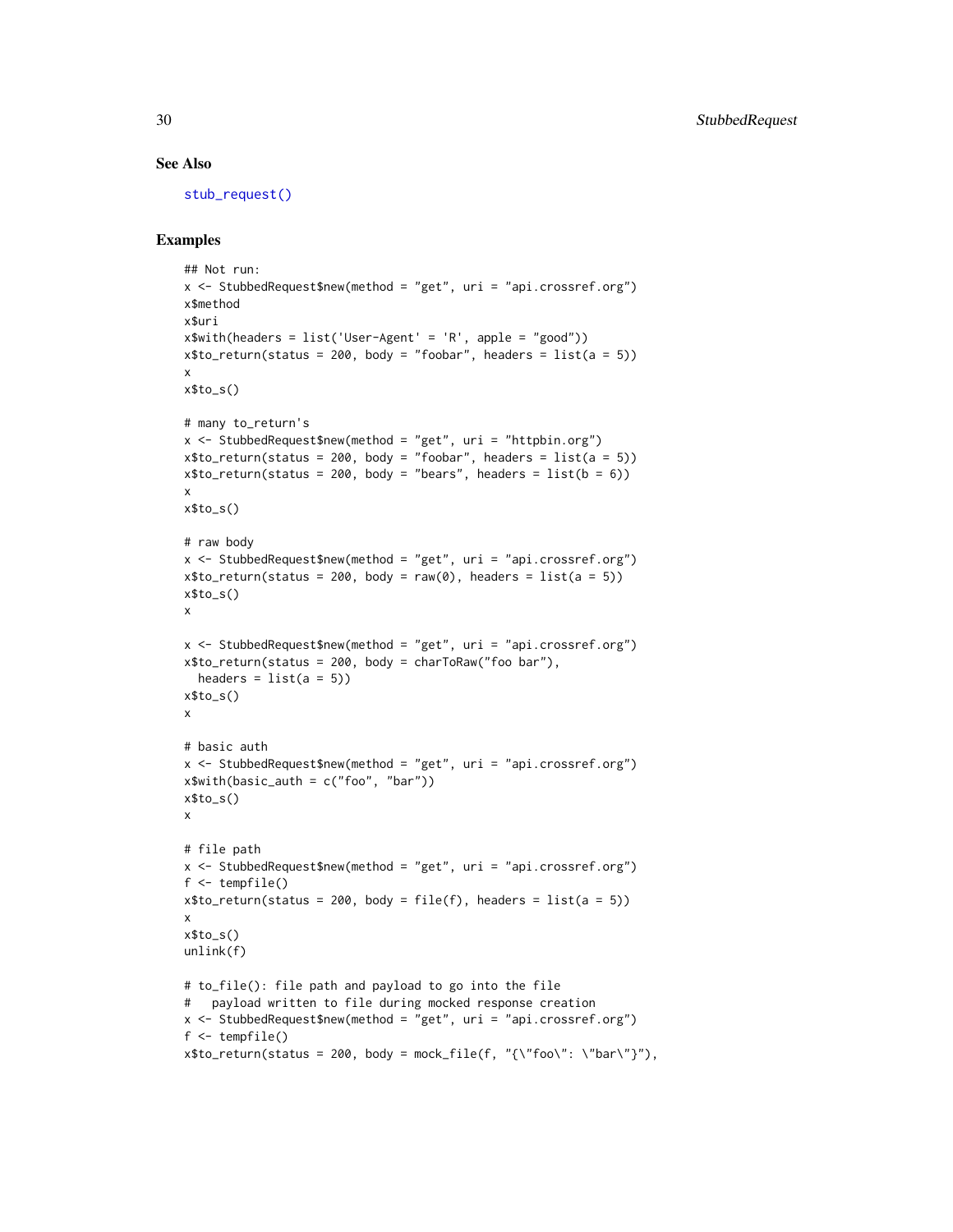### See Also

stub_request()

### Examples

```
## Not run:
x <- StubbedRequest$new(method = "get", uri = "api.crossref.org")
x$method
x$uri
x$with(headers = list('User-Agent' = 'R', apple = "good"))
x$to_return(status = 200, body = "foobar", headers = list(a = 5))
x
x$to_s()

# many to_return's
x <- StubbedRequest$new(method = "get", uri = "httpbin.org")
x$to_return(status = 200, body = "foobar", headers = list(a = 5))
x$to_return(status = 200, body = "bears", headers = list(b = 6))
x
x$to_s()

# raw body
x <- StubbedRequest$new(method = "get", uri = "api.crossref.org")
x$to_return(status = 200, body = raw(0), headers = list(a = 5))
x$to_s()
x

x <- StubbedRequest$new(method = "get", uri = "api.crossref.org")
x$to_return(status = 200, body = charToRaw("foo bar"),
  headers = list(a = 5))
x$to_s()
x

# basic auth
x <- StubbedRequest$new(method = "get", uri = "api.crossref.org")
x$with(basic_auth = c("foo", "bar"))
x$to_s()
x

# file path
x <- StubbedRequest$new(method = "get", uri = "api.crossref.org")
f <- tempfile()
x$to_return(status = 200, body = file(f), headers = list(a = 5))
x
x$to_s()
unlink(f)

# to_file(): file path and payload to go into the file
#   payload written to file during mocked response creation
x <- StubbedRequest$new(method = "get", uri = "api.crossref.org")
f <- tempfile()
x$to_return(status = 200, body = mock_file(f, "{\"foo\": \"bar\"}"),
```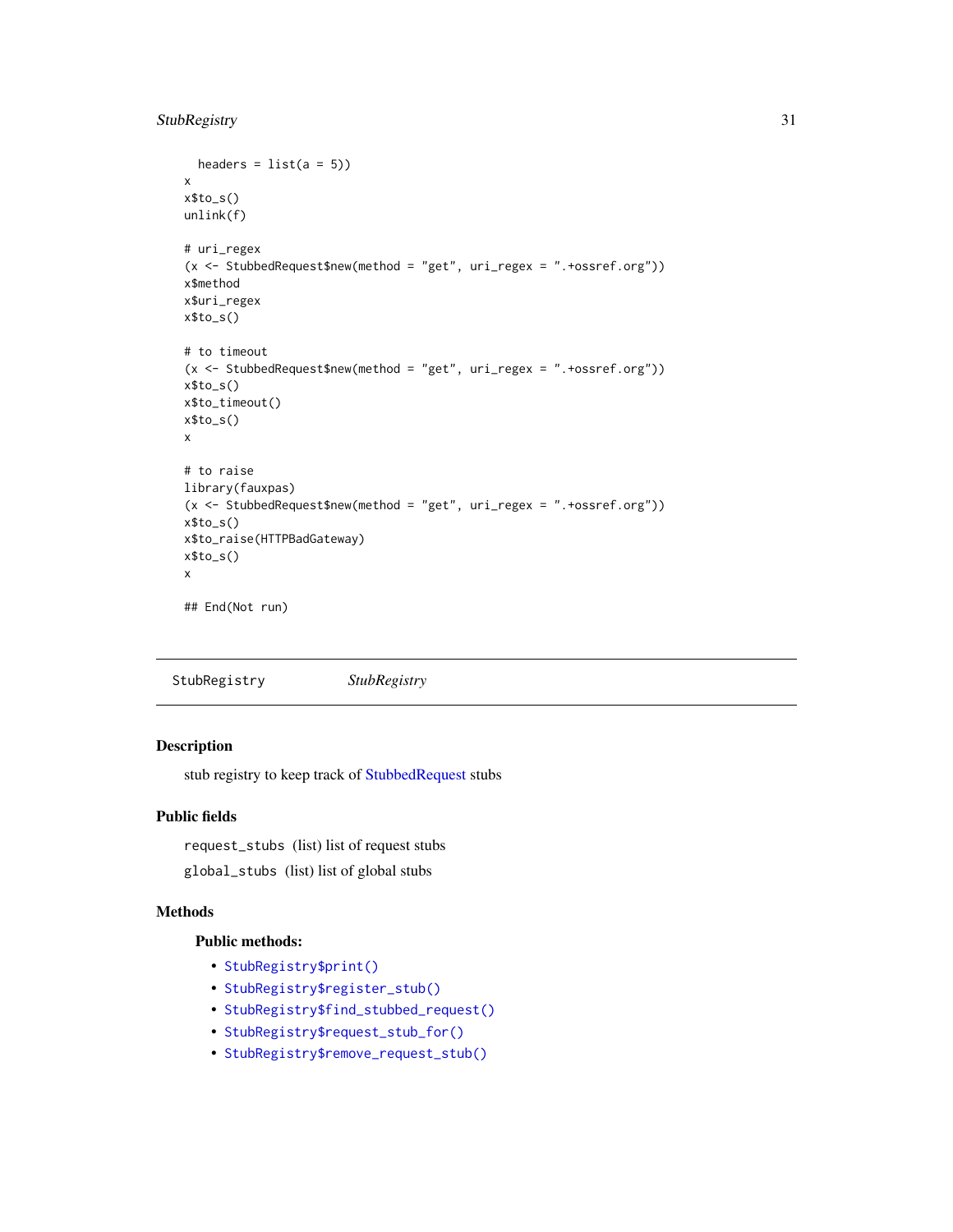```
  headers = list(a = 5))
x
x$to_s()
unlink(f)

# uri_regex
(x <- StubbedRequest$new(method = "get", uri_regex = ".+ossref.org"))
x$method
x$uri_regex
x$to_s()

# to timeout
(x <- StubbedRequest$new(method = "get", uri_regex = ".+ossref.org"))
x$to_s()
x$to_timeout()
x$to_s()
x

# to raise
library(fauxpas)
(x <- StubbedRequest$new(method = "get", uri_regex = ".+ossref.org"))
x$to_s()
x$to_raise(HTTPBadGateway)
x$to_s()
x

## End(Not run)
```

---

StubRegistry — *StubRegistry*

---

## Description

stub registry to keep track of StubbedRequest stubs

## Public fields

`request_stubs` (list) list of request stubs

`global_stubs` (list) list of global stubs

## Methods

### Public methods:

- `StubRegistry$print()`
- `StubRegistry$register_stub()`
- `StubRegistry$find_stubbed_request()`
- `StubRegistry$request_stub_for()`
- `StubRegistry$remove_request_stub()`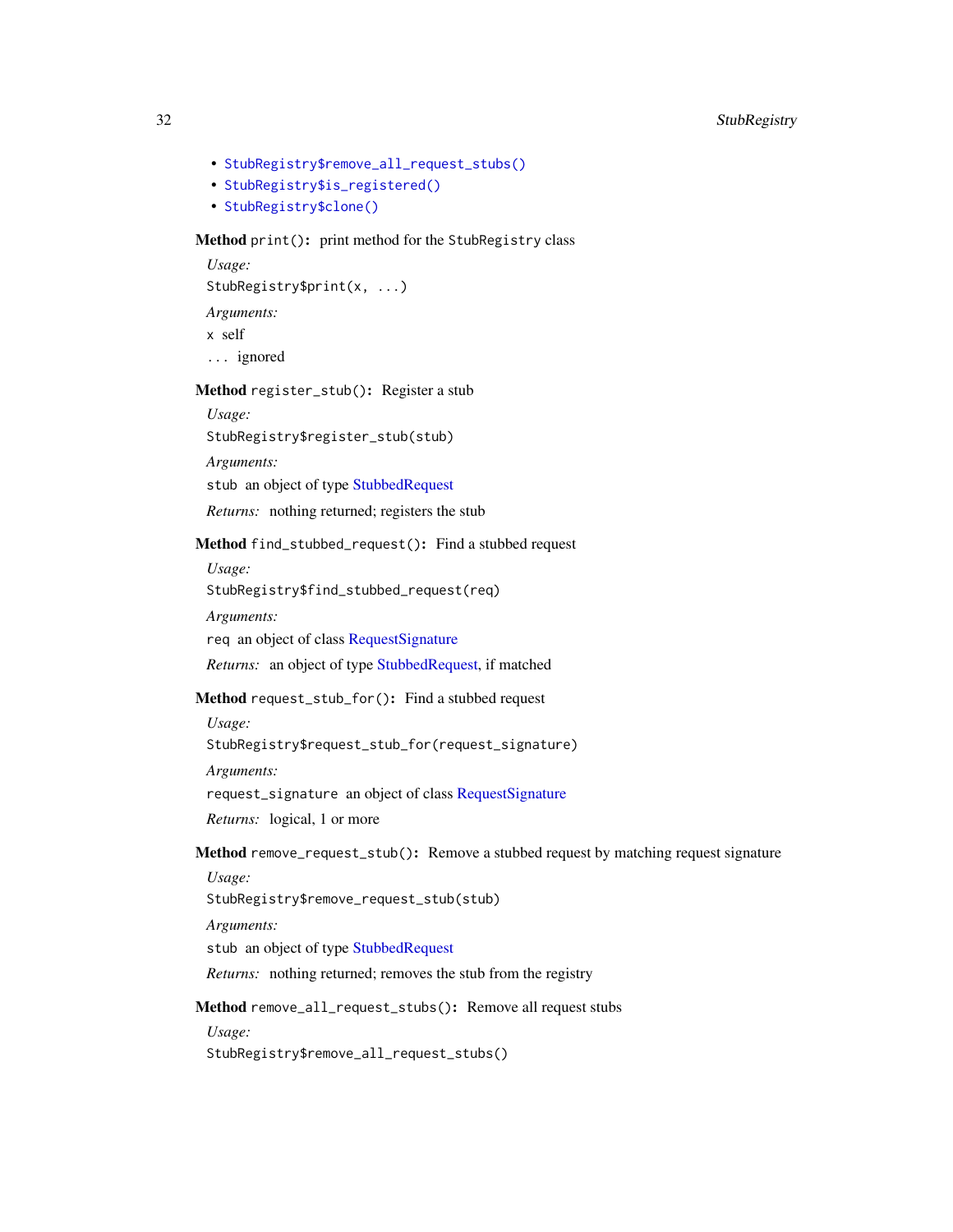- `StubRegistry$remove_all_request_stubs()`
- `StubRegistry$is_registered()`
- `StubRegistry$clone()`

**Method** `print()`**:** print method for the `StubRegistry` class

*Usage:*

```
StubRegistry$print(x, ...)
```

*Arguments:*

`x` self

`...` ignored

**Method** `register_stub()`**:** Register a stub

*Usage:*

```
StubRegistry$register_stub(stub)
```

*Arguments:*

`stub` an object of type StubbedRequest

*Returns:* nothing returned; registers the stub

**Method** `find_stubbed_request()`**:** Find a stubbed request

*Usage:*

```
StubRegistry$find_stubbed_request(req)
```

*Arguments:*

`req` an object of class RequestSignature

*Returns:* an object of type StubbedRequest, if matched

**Method** `request_stub_for()`**:** Find a stubbed request

*Usage:*

```
StubRegistry$request_stub_for(request_signature)
```

*Arguments:*

`request_signature` an object of class RequestSignature

*Returns:* logical, 1 or more

**Method** `remove_request_stub()`**:** Remove a stubbed request by matching request signature

*Usage:*

```
StubRegistry$remove_request_stub(stub)
```

*Arguments:*

`stub` an object of type StubbedRequest

*Returns:* nothing returned; removes the stub from the registry

**Method** `remove_all_request_stubs()`**:** Remove all request stubs

*Usage:*

```
StubRegistry$remove_all_request_stubs()
```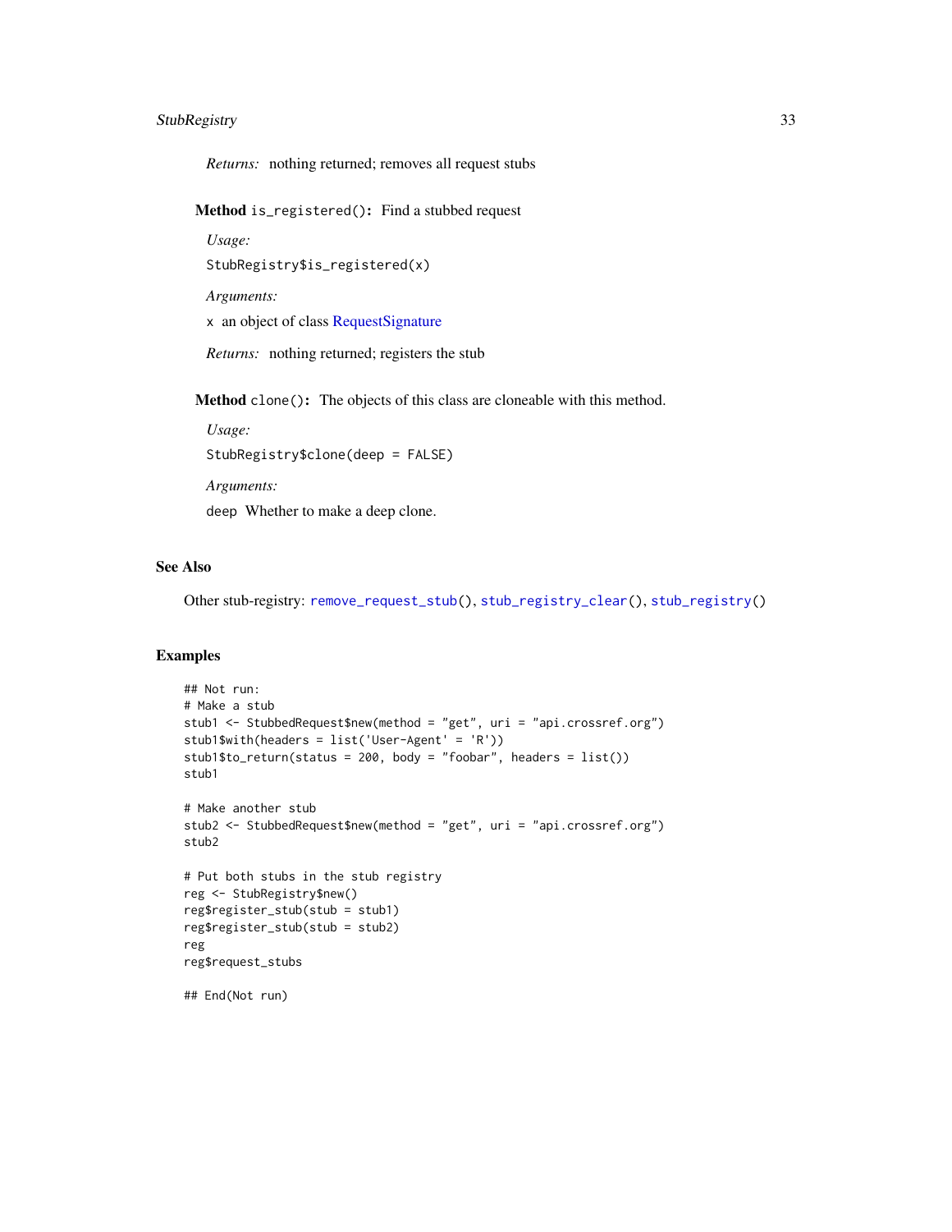*Returns:* nothing returned; removes all request stubs

**Method** `is_registered()`**:** Find a stubbed request

*Usage:*

```
StubRegistry$is_registered(x)
```

*Arguments:*

`x` an object of class RequestSignature

*Returns:* nothing returned; registers the stub

**Method** `clone()`**:** The objects of this class are cloneable with this method.

*Usage:*

```
StubRegistry$clone(deep = FALSE)
```

*Arguments:*

`deep` Whether to make a deep clone.

## See Also

Other stub-registry: `remove_request_stub()`, `stub_registry_clear()`, `stub_registry()`

## Examples

```
## Not run:
# Make a stub
stub1 <- StubbedRequest$new(method = "get", uri = "api.crossref.org")
stub1$with(headers = list('User-Agent' = 'R'))
stub1$to_return(status = 200, body = "foobar", headers = list())
stub1

# Make another stub
stub2 <- StubbedRequest$new(method = "get", uri = "api.crossref.org")
stub2

# Put both stubs in the stub registry
reg <- StubRegistry$new()
reg$register_stub(stub = stub1)
reg$register_stub(stub = stub2)
reg
reg$request_stubs

## End(Not run)
```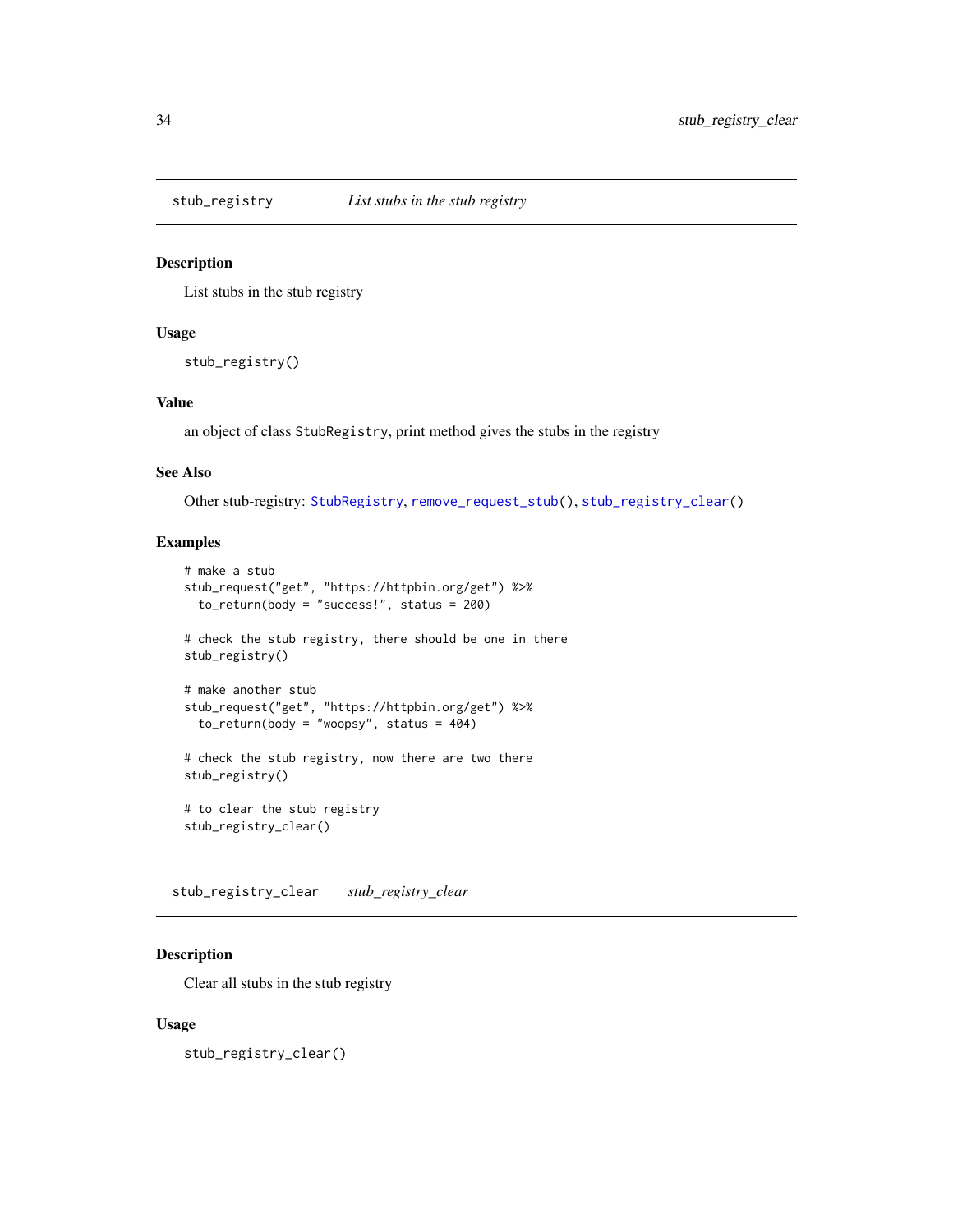## stub_registry — *List stubs in the stub registry*

### Description

List stubs in the stub registry

### Usage

```
stub_registry()
```

### Value

an object of class StubRegistry, print method gives the stubs in the registry

### See Also

Other stub-registry: StubRegistry, remove_request_stub(), stub_registry_clear()

### Examples

```
# make a stub
stub_request("get", "https://httpbin.org/get") %>%
  to_return(body = "success!", status = 200)

# check the stub registry, there should be one in there
stub_registry()

# make another stub
stub_request("get", "https://httpbin.org/get") %>%
  to_return(body = "woopsy", status = 404)

# check the stub registry, now there are two there
stub_registry()

# to clear the stub registry
stub_registry_clear()
```

## stub_registry_clear — *stub_registry_clear*

### Description

Clear all stubs in the stub registry

### Usage

```
stub_registry_clear()
```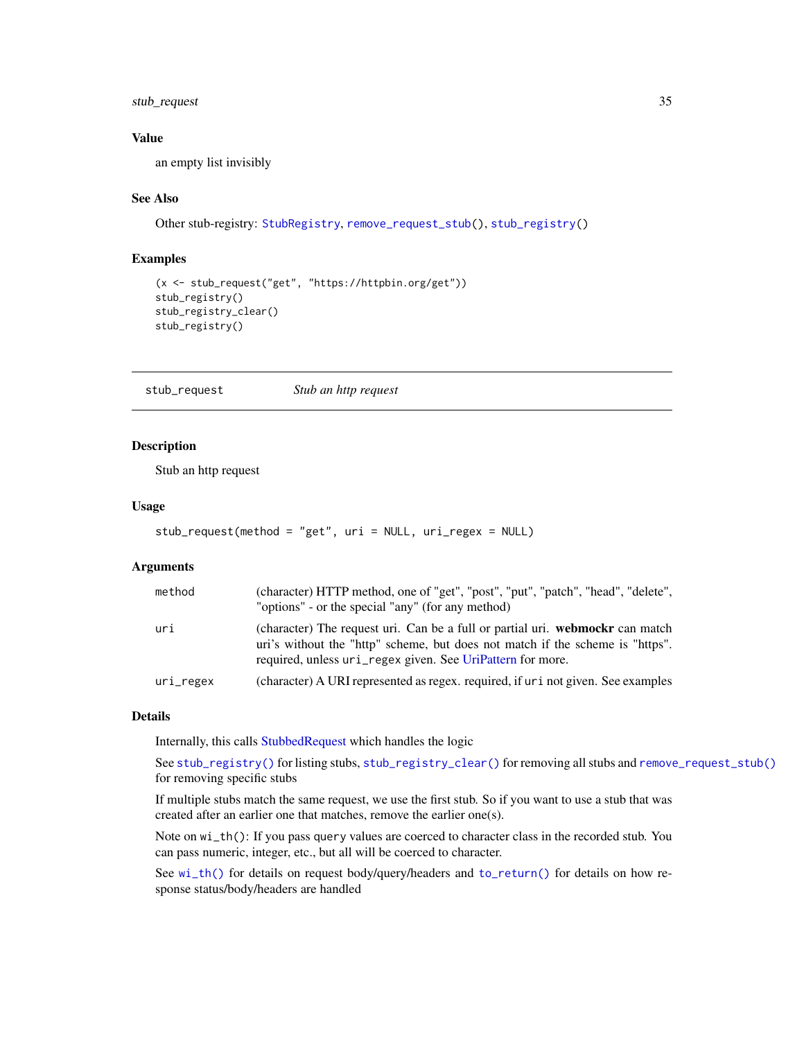### Value

an empty list invisibly

### See Also

Other stub-registry: StubRegistry, remove_request_stub(), stub_registry()

### Examples

```
(x <- stub_request("get", "https://httpbin.org/get"))
stub_registry()
stub_registry_clear()
stub_registry()
```

---

## stub_request — *Stub an http request*

---

### Description

Stub an http request

### Usage

```
stub_request(method = "get", uri = NULL, uri_regex = NULL)
```

### Arguments

| | |
|---|---|
| `method` | (character) HTTP method, one of "get", "post", "put", "patch", "head", "delete", "options" - or the special "any" (for any method) |
| `uri` | (character) The request uri. Can be a full or partial uri. **webmockr** can match uri's without the "http" scheme, but does not match if the scheme is "https". required, unless `uri_regex` given. See UriPattern for more. |
| `uri_regex` | (character) A URI represented as regex. required, if `uri` not given. See examples |

### Details

Internally, this calls StubbedRequest which handles the logic

See `stub_registry()` for listing stubs, `stub_registry_clear()` for removing all stubs and `remove_request_stub()` for removing specific stubs

If multiple stubs match the same request, we use the first stub. So if you want to use a stub that was created after an earlier one that matches, remove the earlier one(s).

Note on `wi_th()`: If you pass `query` values are coerced to character class in the recorded stub. You can pass numeric, integer, etc., but all will be coerced to character.

See `wi_th()` for details on request body/query/headers and `to_return()` for details on how response status/body/headers are handled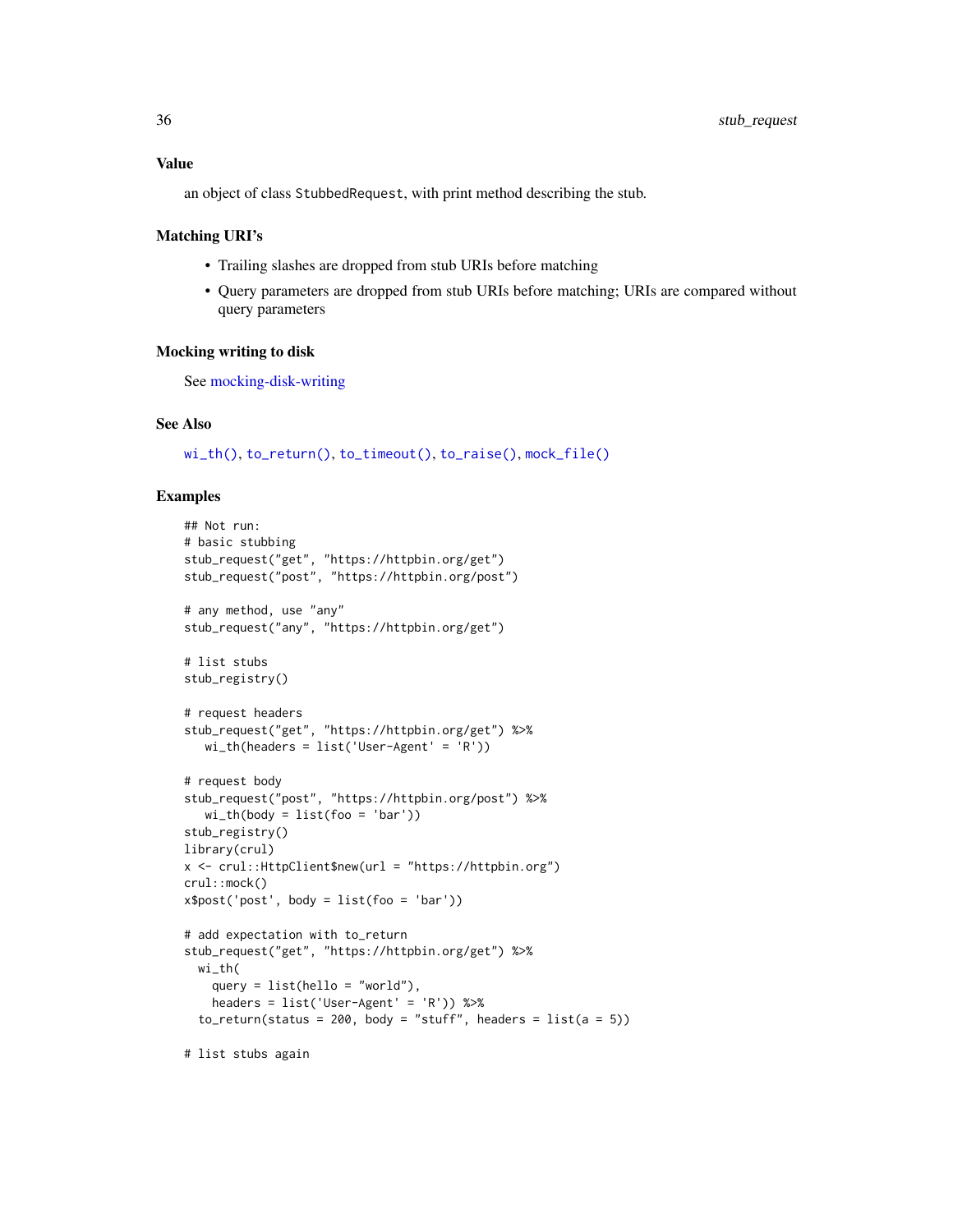### Value

an object of class `StubbedRequest`, with print method describing the stub.

### Matching URI's

- Trailing slashes are dropped from stub URIs before matching
- Query parameters are dropped from stub URIs before matching; URIs are compared without query parameters

### Mocking writing to disk

See mocking-disk-writing

### See Also

`wi_th()`, `to_return()`, `to_timeout()`, `to_raise()`, `mock_file()`

### Examples

```
## Not run:
# basic stubbing
stub_request("get", "https://httpbin.org/get")
stub_request("post", "https://httpbin.org/post")

# any method, use "any"
stub_request("any", "https://httpbin.org/get")

# list stubs
stub_registry()

# request headers
stub_request("get", "https://httpbin.org/get") %>%
   wi_th(headers = list('User-Agent' = 'R'))

# request body
stub_request("post", "https://httpbin.org/post") %>%
   wi_th(body = list(foo = 'bar'))
stub_registry()
library(crul)
x <- crul::HttpClient$new(url = "https://httpbin.org")
crul::mock()
x$post('post', body = list(foo = 'bar'))

# add expectation with to_return
stub_request("get", "https://httpbin.org/get") %>%
  wi_th(
    query = list(hello = "world"),
    headers = list('User-Agent' = 'R')) %>%
  to_return(status = 200, body = "stuff", headers = list(a = 5))

# list stubs again
```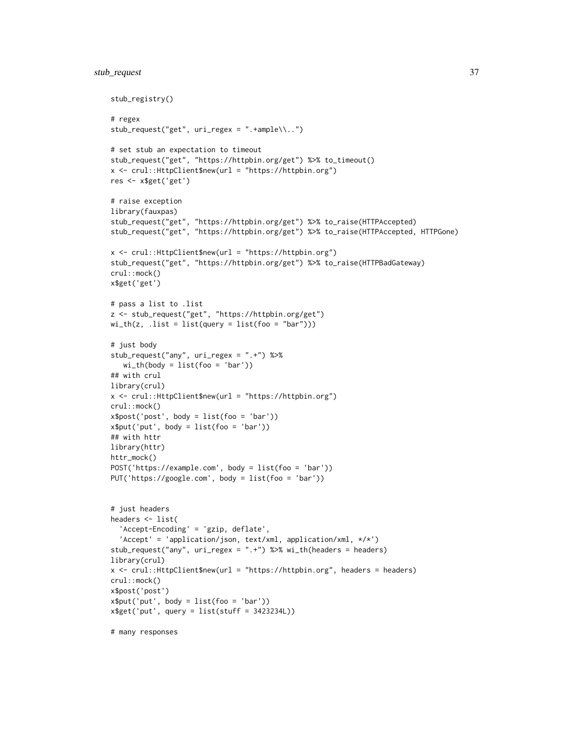```
stub_registry()

# regex
stub_request("get", uri_regex = ".+ample\\..")

# set stub an expectation to timeout
stub_request("get", "https://httpbin.org/get") %>% to_timeout()
x <- crul::HttpClient$new(url = "https://httpbin.org")
res <- x$get('get')

# raise exception
library(fauxpas)
stub_request("get", "https://httpbin.org/get") %>% to_raise(HTTPAccepted)
stub_request("get", "https://httpbin.org/get") %>% to_raise(HTTPAccepted, HTTPGone)

x <- crul::HttpClient$new(url = "https://httpbin.org")
stub_request("get", "https://httpbin.org/get") %>% to_raise(HTTPBadGateway)
crul::mock()
x$get('get')

# pass a list to .list
z <- stub_request("get", "https://httpbin.org/get")
wi_th(z, .list = list(query = list(foo = "bar")))

# just body
stub_request("any", uri_regex = ".+") %>%
   wi_th(body = list(foo = 'bar'))
## with crul
library(crul)
x <- crul::HttpClient$new(url = "https://httpbin.org")
crul::mock()
x$post('post', body = list(foo = 'bar'))
x$put('put', body = list(foo = 'bar'))
## with httr
library(httr)
httr_mock()
POST('https://example.com', body = list(foo = 'bar'))
PUT('https://google.com', body = list(foo = 'bar'))


# just headers
headers <- list(
  'Accept-Encoding' = 'gzip, deflate',
  'Accept' = 'application/json, text/xml, application/xml, */*')
stub_request("any", uri_regex = ".+") %>% wi_th(headers = headers)
library(crul)
x <- crul::HttpClient$new(url = "https://httpbin.org", headers = headers)
crul::mock()
x$post('post')
x$put('put', body = list(foo = 'bar'))
x$get('put', query = list(stuff = 3423234L))

# many responses
```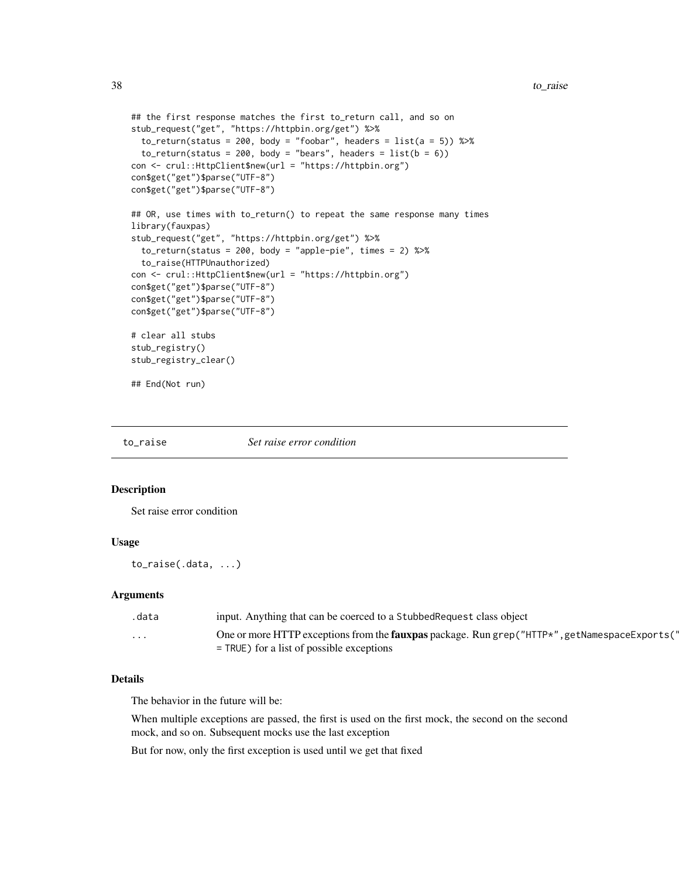```
## the first response matches the first to_return call, and so on
stub_request("get", "https://httpbin.org/get") %>%
  to_return(status = 200, body = "foobar", headers = list(a = 5)) %>%
  to_return(status = 200, body = "bears", headers = list(b = 6))
con <- crul::HttpClient$new(url = "https://httpbin.org")
con$get("get")$parse("UTF-8")
con$get("get")$parse("UTF-8")

## OR, use times with to_return() to repeat the same response many times
library(fauxpas)
stub_request("get", "https://httpbin.org/get") %>%
  to_return(status = 200, body = "apple-pie", times = 2) %>%
  to_raise(HTTPUnauthorized)
con <- crul::HttpClient$new(url = "https://httpbin.org")
con$get("get")$parse("UTF-8")
con$get("get")$parse("UTF-8")
con$get("get")$parse("UTF-8")

# clear all stubs
stub_registry()
stub_registry_clear()

## End(Not run)
```

## to_raise — *Set raise error condition*

### Description

Set raise error condition

### Usage

```
to_raise(.data, ...)
```

### Arguments

| | |
|---|---|
| .data | input. Anything that can be coerced to a StubbedRequest class object |
| ... | One or more HTTP exceptions from the **fauxpas** package. Run grep("HTTP*",getNamespaceExports(" = TRUE) for a list of possible exceptions |

### Details

The behavior in the future will be:

When multiple exceptions are passed, the first is used on the first mock, the second on the second mock, and so on. Subsequent mocks use the last exception

But for now, only the first exception is used until we get that fixed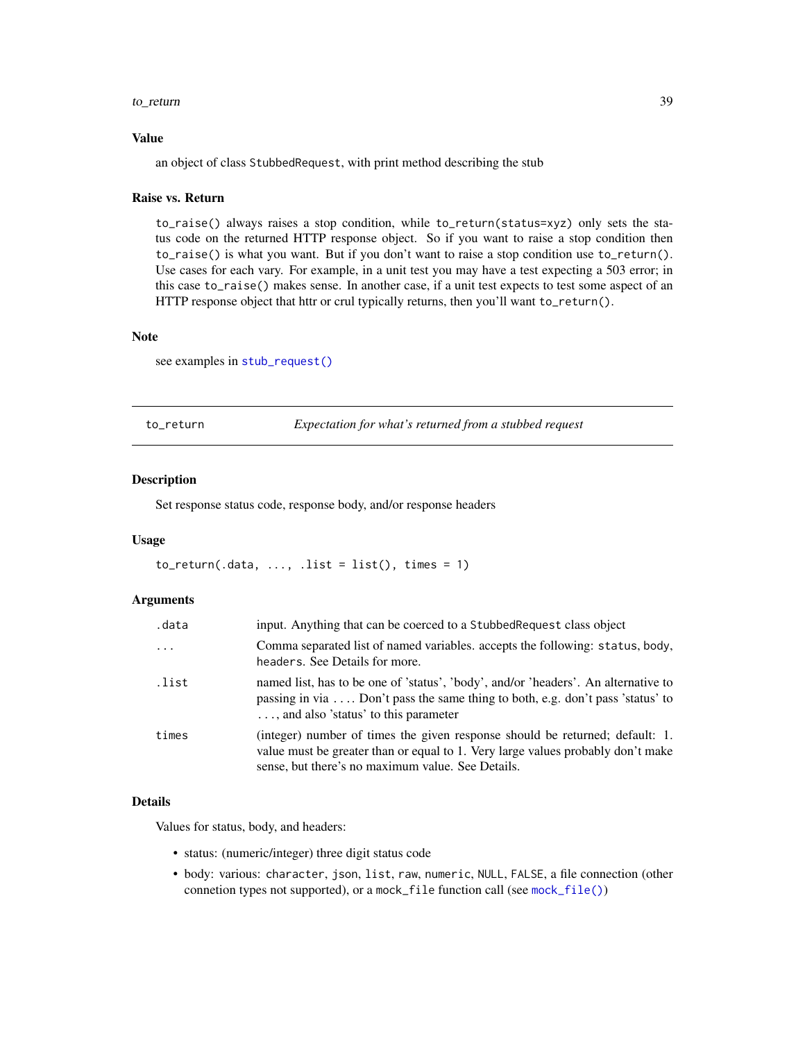## Value

an object of class `StubbedRequest`, with print method describing the stub

## Raise vs. Return

`to_raise()` always raises a stop condition, while `to_return(status=xyz)` only sets the status code on the returned HTTP response object. So if you want to raise a stop condition then `to_raise()` is what you want. But if you don't want to raise a stop condition use `to_return()`. Use cases for each vary. For example, in a unit test you may have a test expecting a 503 error; in this case `to_raise()` makes sense. In another case, if a unit test expects to test some aspect of an HTTP response object that httr or crul typically returns, then you'll want `to_return()`.

## Note

see examples in `stub_request()`

---

# to_return — *Expectation for what's returned from a stubbed request*

## Description

Set response status code, response body, and/or response headers

## Usage

```
to_return(.data, ..., .list = list(), times = 1)
```

## Arguments

| Argument | Description |
|---|---|
| `.data` | input. Anything that can be coerced to a `StubbedRequest` class object |
| `...` | Comma separated list of named variables. accepts the following: `status`, `body`, `headers`. See Details for more. |
| `.list` | named list, has to be one of 'status', 'body', and/or 'headers'. An alternative to passing in via `...`. Don't pass the same thing to both, e.g. don't pass 'status' to `...`, and also 'status' to this parameter |
| `times` | (integer) number of times the given response should be returned; default: 1. value must be greater than or equal to 1. Very large values probably don't make sense, but there's no maximum value. See Details. |

## Details

Values for status, body, and headers:

- status: (numeric/integer) three digit status code
- body: various: `character`, `json`, `list`, `raw`, `numeric`, `NULL`, `FALSE`, a file connection (other connetion types not supported), or a `mock_file` function call (see `mock_file()`)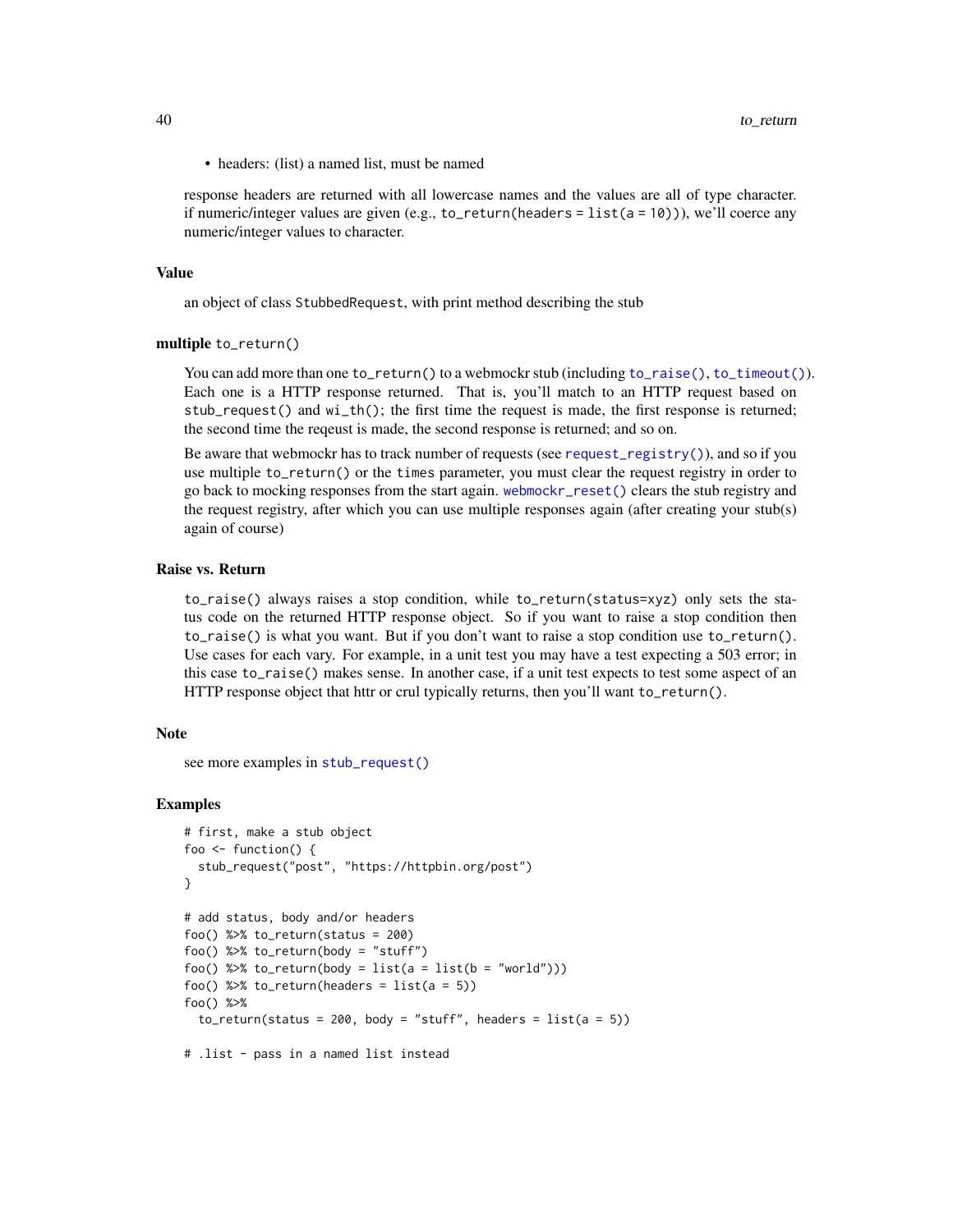- headers: (list) a named list, must be named

response headers are returned with all lowercase names and the values are all of type character. if numeric/integer values are given (e.g., `to_return(headers = list(a = 10))`), we'll coerce any numeric/integer values to character.

### Value

an object of class `StubbedRequest`, with print method describing the stub

### multiple `to_return()`

You can add more than one `to_return()` to a webmockr stub (including `to_raise()`, `to_timeout()`). Each one is a HTTP response returned. That is, you'll match to an HTTP request based on `stub_request()` and `wi_th()`; the first time the request is made, the first response is returned; the second time the reqeust is made, the second response is returned; and so on.

Be aware that webmockr has to track number of requests (see `request_registry()`), and so if you use multiple `to_return()` or the `times` parameter, you must clear the request registry in order to go back to mocking responses from the start again. `webmockr_reset()` clears the stub registry and the request registry, after which you can use multiple responses again (after creating your stub(s) again of course)

### Raise vs. Return

`to_raise()` always raises a stop condition, while `to_return(status=xyz)` only sets the status code on the returned HTTP response object. So if you want to raise a stop condition then `to_raise()` is what you want. But if you don't want to raise a stop condition use `to_return()`. Use cases for each vary. For example, in a unit test you may have a test expecting a 503 error; in this case `to_raise()` makes sense. In another case, if a unit test expects to test some aspect of an HTTP response object that httr or crul typically returns, then you'll want `to_return()`.

### Note

see more examples in `stub_request()`

### Examples

```
# first, make a stub object
foo <- function() {
  stub_request("post", "https://httpbin.org/post")
}

# add status, body and/or headers
foo() %>% to_return(status = 200)
foo() %>% to_return(body = "stuff")
foo() %>% to_return(body = list(a = list(b = "world")))
foo() %>% to_return(headers = list(a = 5))
foo() %>%
  to_return(status = 200, body = "stuff", headers = list(a = 5))

# .list - pass in a named list instead
```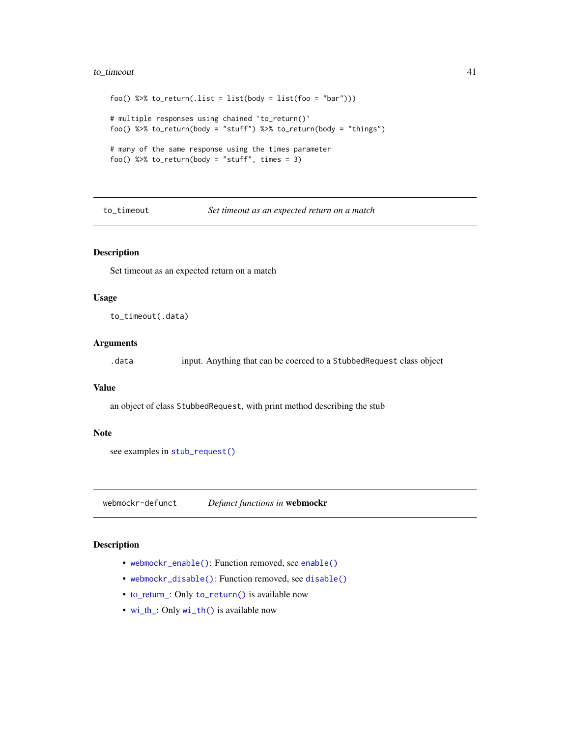```
foo() %>% to_return(.list = list(body = list(foo = "bar")))

# multiple responses using chained `to_return()`
foo() %>% to_return(body = "stuff") %>% to_return(body = "things")

# many of the same response using the times parameter
foo() %>% to_return(body = "stuff", times = 3)
```

## to_timeout — *Set timeout as an expected return on a match*

### Description

Set timeout as an expected return on a match

### Usage

```
to_timeout(.data)
```

### Arguments

| | |
|---|---|
| `.data` | input. Anything that can be coerced to a `StubbedRequest` class object |

### Value

an object of class `StubbedRequest`, with print method describing the stub

### Note

see examples in `stub_request()`

## webmockr-defunct — *Defunct functions in* **webmockr**

### Description

- `webmockr_enable()`: Function removed, see `enable()`
- `webmockr_disable()`: Function removed, see `disable()`
- to_return_: Only `to_return()` is available now
- wi_th_: Only `wi_th()` is available now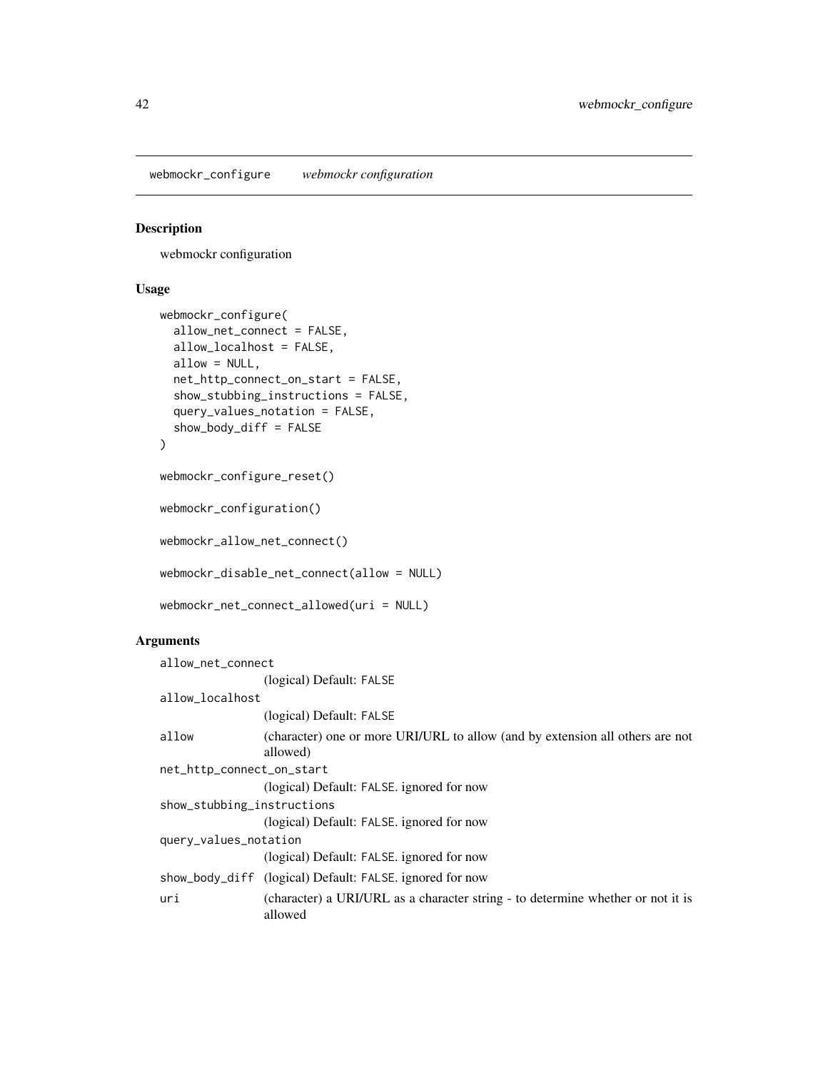webmockr_configure *webmockr configuration*

## Description

webmockr configuration

## Usage

```
webmockr_configure(
  allow_net_connect = FALSE,
  allow_localhost = FALSE,
  allow = NULL,
  net_http_connect_on_start = FALSE,
  show_stubbing_instructions = FALSE,
  query_values_notation = FALSE,
  show_body_diff = FALSE
)

webmockr_configure_reset()

webmockr_configuration()

webmockr_allow_net_connect()

webmockr_disable_net_connect(allow = NULL)

webmockr_net_connect_allowed(uri = NULL)
```

## Arguments

`allow_net_connect`
: (logical) Default: `FALSE`

`allow_localhost`
: (logical) Default: `FALSE`

`allow`
: (character) one or more URI/URL to allow (and by extension all others are not allowed)

`net_http_connect_on_start`
: (logical) Default: `FALSE`. ignored for now

`show_stubbing_instructions`
: (logical) Default: `FALSE`. ignored for now

`query_values_notation`
: (logical) Default: `FALSE`. ignored for now

`show_body_diff`
: (logical) Default: `FALSE`. ignored for now

`uri`
: (character) a URI/URL as a character string - to determine whether or not it is allowed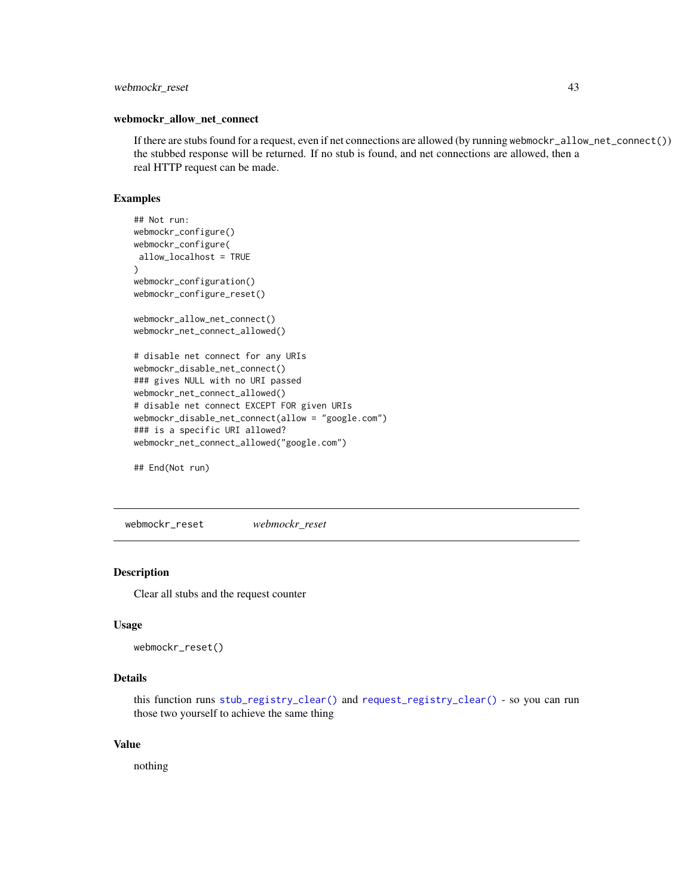### webmockr_allow_net_connect

If there are stubs found for a request, even if net connections are allowed (by running `webmockr_allow_net_connect()`) the stubbed response will be returned. If no stub is found, and net connections are allowed, then a real HTTP request can be made.

### Examples

```
## Not run:
webmockr_configure()
webmockr_configure(
 allow_localhost = TRUE
)
webmockr_configuration()
webmockr_configure_reset()

webmockr_allow_net_connect()
webmockr_net_connect_allowed()

# disable net connect for any URIs
webmockr_disable_net_connect()
### gives NULL with no URI passed
webmockr_net_connect_allowed()
# disable net connect EXCEPT FOR given URIs
webmockr_disable_net_connect(allow = "google.com")
### is a specific URI allowed?
webmockr_net_connect_allowed("google.com")

## End(Not run)
```

---

## webmockr_reset &nbsp;&nbsp;&nbsp; *webmockr_reset*

---

### Description

Clear all stubs and the request counter

### Usage

```
webmockr_reset()
```

### Details

this function runs `stub_registry_clear()` and `request_registry_clear()` - so you can run those two yourself to achieve the same thing

### Value

nothing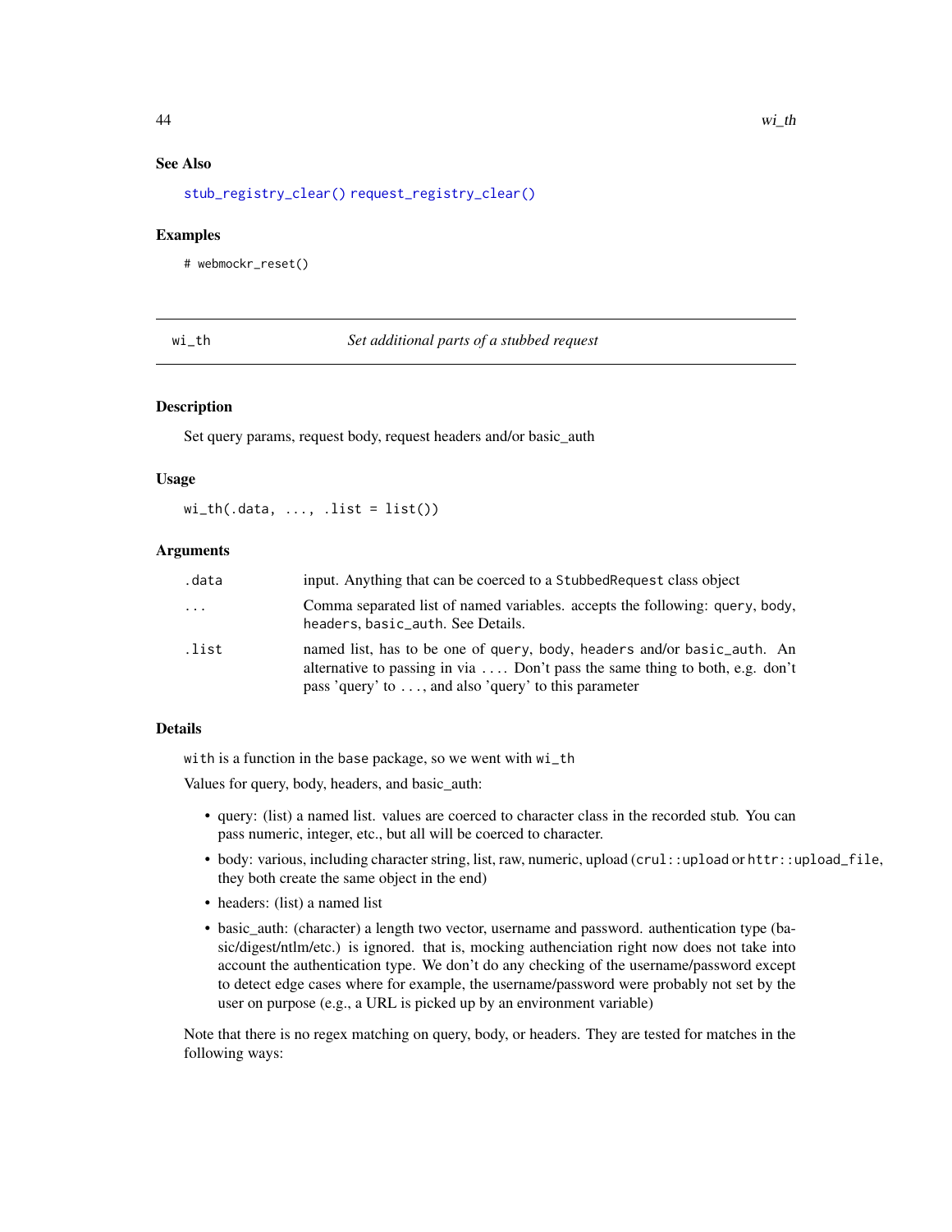### See Also

stub_registry_clear() request_registry_clear()

### Examples

```
# webmockr_reset()
```

---

## wi_th — *Set additional parts of a stubbed request*

### Description

Set query params, request body, request headers and/or basic_auth

### Usage

```
wi_th(.data, ..., .list = list())
```

### Arguments

| | |
|---|---|
| .data | input. Anything that can be coerced to a StubbedRequest class object |
| ... | Comma separated list of named variables. accepts the following: query, body, headers, basic_auth. See Details. |
| .list | named list, has to be one of query, body, headers and/or basic_auth. An alternative to passing in via .... Don't pass the same thing to both, e.g. don't pass 'query' to ..., and also 'query' to this parameter |

### Details

with is a function in the base package, so we went with wi_th

Values for query, body, headers, and basic_auth:

- query: (list) a named list. values are coerced to character class in the recorded stub. You can pass numeric, integer, etc., but all will be coerced to character.
- body: various, including character string, list, raw, numeric, upload (crul::upload or httr::upload_file, they both create the same object in the end)
- headers: (list) a named list
- basic_auth: (character) a length two vector, username and password. authentication type (basic/digest/ntlm/etc.) is ignored. that is, mocking authenciation right now does not take into account the authentication type. We don't do any checking of the username/password except to detect edge cases where for example, the username/password were probably not set by the user on purpose (e.g., a URL is picked up by an environment variable)

Note that there is no regex matching on query, body, or headers. They are tested for matches in the following ways: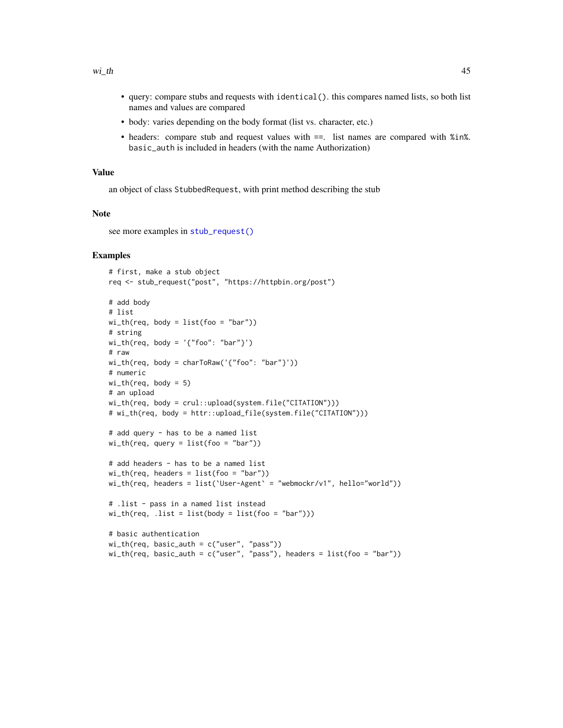- query: compare stubs and requests with `identical()`. this compares named lists, so both list names and values are compared
- body: varies depending on the body format (list vs. character, etc.)
- headers: compare stub and request values with `==`. list names are compared with `%in%`. `basic_auth` is included in headers (with the name Authorization)

## Value

an object of class `StubbedRequest`, with print method describing the stub

## Note

see more examples in `stub_request()`

## Examples

```
# first, make a stub object
req <- stub_request("post", "https://httpbin.org/post")

# add body
# list
wi_th(req, body = list(foo = "bar"))
# string
wi_th(req, body = '{"foo": "bar"}')
# raw
wi_th(req, body = charToRaw('{"foo": "bar"}'))
# numeric
wi_th(req, body = 5)
# an upload
wi_th(req, body = crul::upload(system.file("CITATION")))
# wi_th(req, body = httr::upload_file(system.file("CITATION")))

# add query - has to be a named list
wi_th(req, query = list(foo = "bar"))

# add headers - has to be a named list
wi_th(req, headers = list(foo = "bar"))
wi_th(req, headers = list(`User-Agent` = "webmockr/v1", hello="world"))

# .list - pass in a named list instead
wi_th(req, .list = list(body = list(foo = "bar")))

# basic authentication
wi_th(req, basic_auth = c("user", "pass"))
wi_th(req, basic_auth = c("user", "pass"), headers = list(foo = "bar"))
```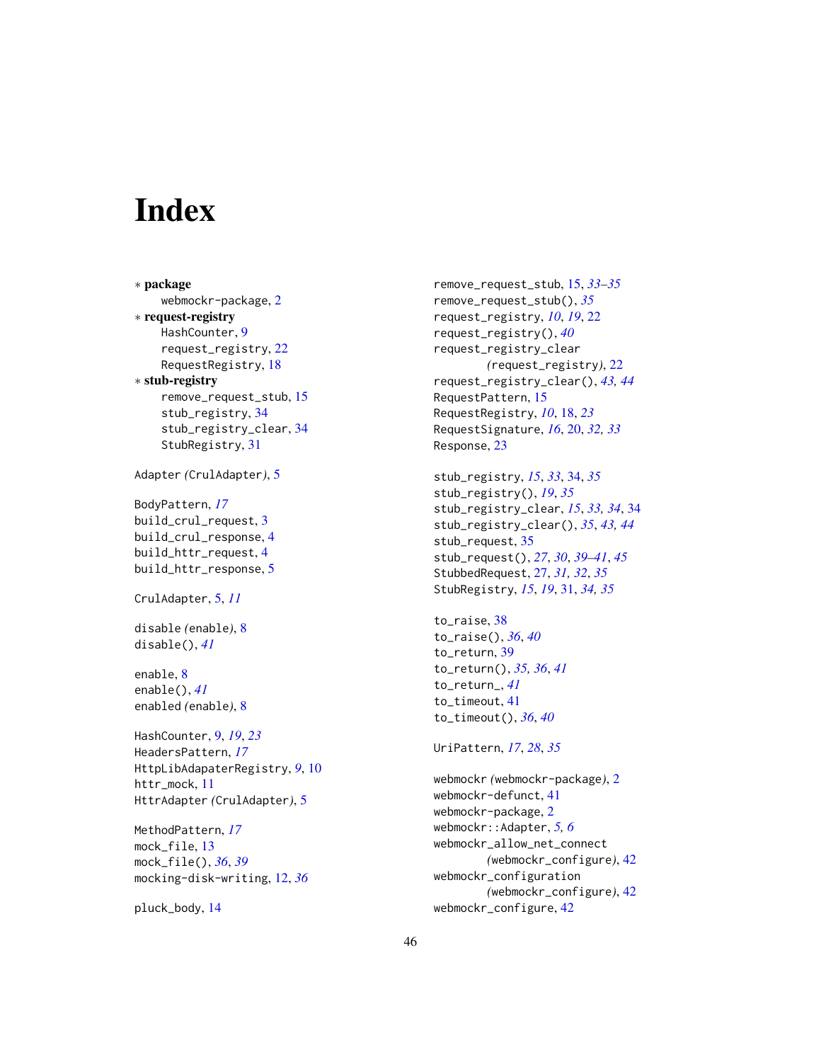# Index

∗ **package**
  webmockr-package, 2
∗ **request-registry**
  HashCounter, 9
  request_registry, 22
  RequestRegistry, 18
∗ **stub-registry**
  remove_request_stub, 15
  stub_registry, 34
  stub_registry_clear, 34
  StubRegistry, 31

Adapter *(*CrulAdapter*)*, 5

BodyPattern, *17*
build_crul_request, 3
build_crul_response, 4
build_httr_request, 4
build_httr_response, 5

CrulAdapter, 5, *11*

disable *(*enable*)*, 8
disable(), *41*

enable, 8
enable(), *41*
enabled *(*enable*)*, 8

HashCounter, 9, *19*, *23*
HeadersPattern, *17*
HttpLibAdapaterRegistry, *9*, 10
httr_mock, 11
HttrAdapter *(*CrulAdapter*)*, 5

MethodPattern, *17*
mock_file, 13
mock_file(), *36*, *39*
mocking-disk-writing, 12, *36*

pluck_body, 14

remove_request_stub, 15, *33–35*
remove_request_stub(), *35*
request_registry, *10*, *19*, 22
request_registry(), *40*
request_registry_clear
  *(*request_registry*)*, 22
request_registry_clear(), *43, 44*
RequestPattern, 15
RequestRegistry, *10*, 18, *23*
RequestSignature, *16*, 20, *32, 33*
Response, 23

stub_registry, *15*, *33*, 34, *35*
stub_registry(), *19*, *35*
stub_registry_clear, *15*, *33, 34*, 34
stub_registry_clear(), *35*, *43, 44*
stub_request, 35
stub_request(), *27*, *30*, *39–41*, *45*
StubbedRequest, 27, *31, 32*, *35*
StubRegistry, *15*, *19*, 31, *34, 35*

to_raise, 38
to_raise(), *36*, *40*
to_return, 39
to_return(), *35, 36*, *41*
to_return_, *41*
to_timeout, 41
to_timeout(), *36*, *40*

UriPattern, *17*, *28*, *35*

webmockr *(*webmockr-package*)*, 2
webmockr-defunct, 41
webmockr-package, 2
webmockr::Adapter, *5, 6*
webmockr_allow_net_connect
  *(*webmockr_configure*)*, 42
webmockr_configuration
  *(*webmockr_configure*)*, 42
webmockr_configure, 42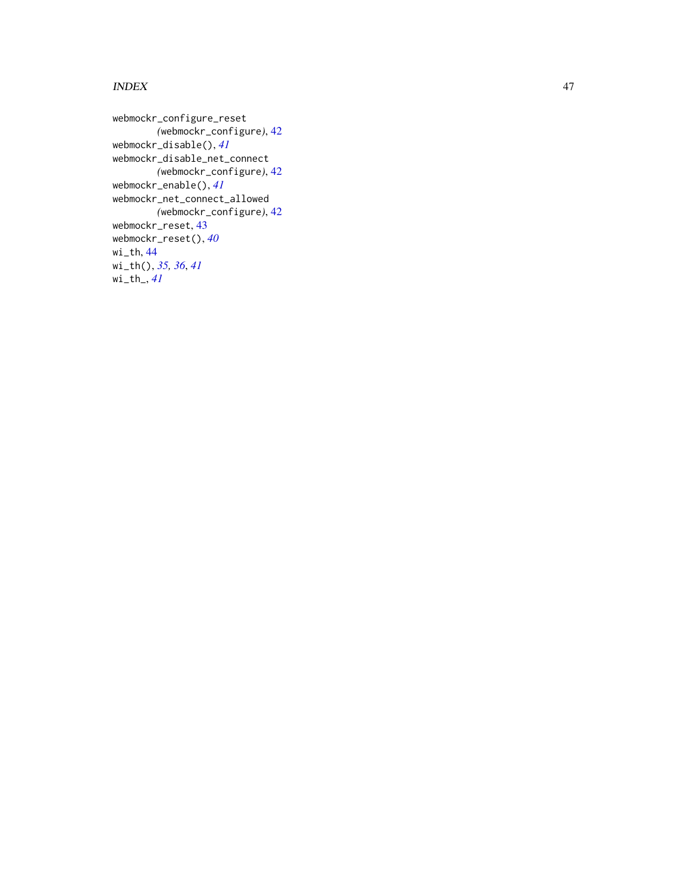webmockr_configure_reset
        (webmockr_configure), 42
webmockr_disable(), *41*
webmockr_disable_net_connect
        (webmockr_configure), 42
webmockr_enable(), *41*
webmockr_net_connect_allowed
        (webmockr_configure), 42
webmockr_reset, 43
webmockr_reset(), *40*
wi_th, 44
wi_th(), *35*, *36*, *41*
wi_th_, *41*